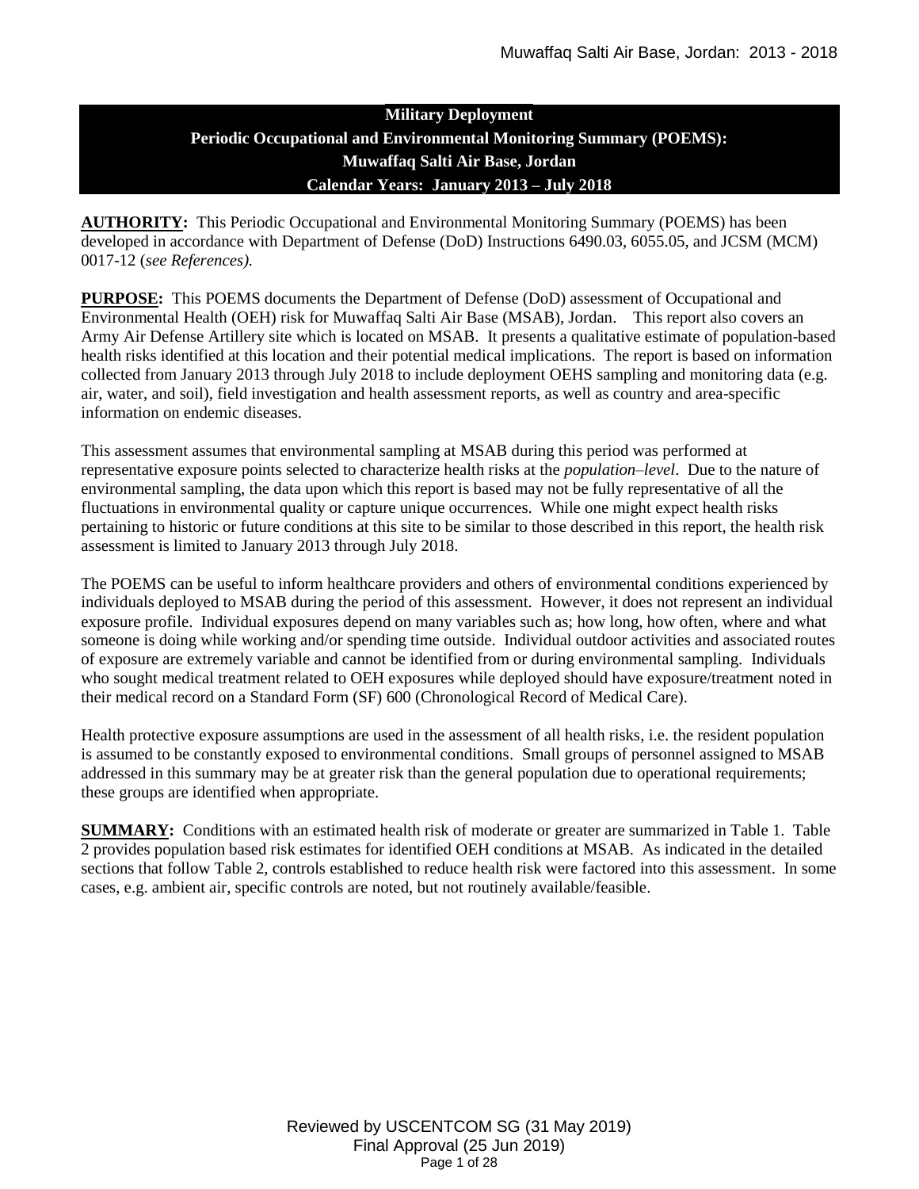# Military Deployment
# Periodic Occupational and Environmental Monitoring Summary (POEMS):
# Muwaffaq Salti Air Base, Jordan
# Calendar Years: January 2013 – July 2018

**AUTHORITY:** This Periodic Occupational and Environmental Monitoring Summary (POEMS) has been developed in accordance with Department of Defense (DoD) Instructions 6490.03, 6055.05, and JCSM (MCM) 0017-12 (*see References).*

**PURPOSE:** This POEMS documents the Department of Defense (DoD) assessment of Occupational and Environmental Health (OEH) risk for Muwaffaq Salti Air Base (MSAB), Jordan. This report also covers an Army Air Defense Artillery site which is located on MSAB. It presents a qualitative estimate of population-based health risks identified at this location and their potential medical implications. The report is based on information collected from January 2013 through July 2018 to include deployment OEHS sampling and monitoring data (e.g. air, water, and soil), field investigation and health assessment reports, as well as country and area-specific information on endemic diseases.

This assessment assumes that environmental sampling at MSAB during this period was performed at representative exposure points selected to characterize health risks at the *population–level*. Due to the nature of environmental sampling, the data upon which this report is based may not be fully representative of all the fluctuations in environmental quality or capture unique occurrences. While one might expect health risks pertaining to historic or future conditions at this site to be similar to those described in this report, the health risk assessment is limited to January 2013 through July 2018.

The POEMS can be useful to inform healthcare providers and others of environmental conditions experienced by individuals deployed to MSAB during the period of this assessment. However, it does not represent an individual exposure profile. Individual exposures depend on many variables such as; how long, how often, where and what someone is doing while working and/or spending time outside. Individual outdoor activities and associated routes of exposure are extremely variable and cannot be identified from or during environmental sampling. Individuals who sought medical treatment related to OEH exposures while deployed should have exposure/treatment noted in their medical record on a Standard Form (SF) 600 (Chronological Record of Medical Care).

Health protective exposure assumptions are used in the assessment of all health risks, i.e. the resident population is assumed to be constantly exposed to environmental conditions. Small groups of personnel assigned to MSAB addressed in this summary may be at greater risk than the general population due to operational requirements; these groups are identified when appropriate.

**SUMMARY:** Conditions with an estimated health risk of moderate or greater are summarized in Table 1. Table 2 provides population based risk estimates for identified OEH conditions at MSAB. As indicated in the detailed sections that follow Table 2, controls established to reduce health risk were factored into this assessment. In some cases, e.g. ambient air, specific controls are noted, but not routinely available/feasible.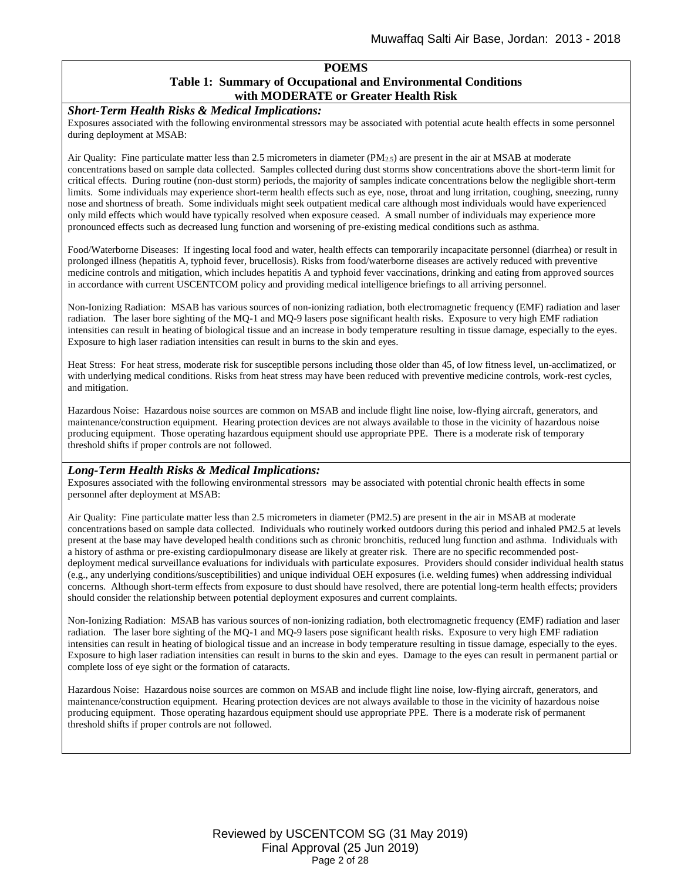## POEMS

### Table 1: Summary of Occupational and Environmental Conditions with MODERATE or Greater Health Risk

***Short-Term Health Risks & Medical Implications:***

Exposures associated with the following environmental stressors may be associated with potential acute health effects in some personnel during deployment at MSAB:

Air Quality: Fine particulate matter less than 2.5 micrometers in diameter ($PM_{2.5}$) are present in the air at MSAB at moderate concentrations based on sample data collected. Samples collected during dust storms show concentrations above the short-term limit for critical effects. During routine (non-dust storm) periods, the majority of samples indicate concentrations below the negligible short-term limits. Some individuals may experience short-term health effects such as eye, nose, throat and lung irritation, coughing, sneezing, runny nose and shortness of breath. Some individuals might seek outpatient medical care although most individuals would have experienced only mild effects which would have typically resolved when exposure ceased. A small number of individuals may experience more pronounced effects such as decreased lung function and worsening of pre-existing medical conditions such as asthma.

Food/Waterborne Diseases: If ingesting local food and water, health effects can temporarily incapacitate personnel (diarrhea) or result in prolonged illness (hepatitis A, typhoid fever, brucellosis). Risks from food/waterborne diseases are actively reduced with preventive medicine controls and mitigation, which includes hepatitis A and typhoid fever vaccinations, drinking and eating from approved sources in accordance with current USCENTCOM policy and providing medical intelligence briefings to all arriving personnel.

Non-Ionizing Radiation: MSAB has various sources of non-ionizing radiation, both electromagnetic frequency (EMF) radiation and laser radiation. The laser bore sighting of the MQ-1 and MQ-9 lasers pose significant health risks. Exposure to very high EMF radiation intensities can result in heating of biological tissue and an increase in body temperature resulting in tissue damage, especially to the eyes. Exposure to high laser radiation intensities can result in burns to the skin and eyes.

Heat Stress: For heat stress, moderate risk for susceptible persons including those older than 45, of low fitness level, un-acclimatized, or with underlying medical conditions. Risks from heat stress may have been reduced with preventive medicine controls, work-rest cycles, and mitigation.

Hazardous Noise: Hazardous noise sources are common on MSAB and include flight line noise, low-flying aircraft, generators, and maintenance/construction equipment. Hearing protection devices are not always available to those in the vicinity of hazardous noise producing equipment. Those operating hazardous equipment should use appropriate PPE. There is a moderate risk of temporary threshold shifts if proper controls are not followed.

***Long-Term Health Risks & Medical Implications:***

Exposures associated with the following environmental stressors may be associated with potential chronic health effects in some personnel after deployment at MSAB:

Air Quality: Fine particulate matter less than 2.5 micrometers in diameter (PM2.5) are present in the air in MSAB at moderate concentrations based on sample data collected. Individuals who routinely worked outdoors during this period and inhaled PM2.5 at levels present at the base may have developed health conditions such as chronic bronchitis, reduced lung function and asthma. Individuals with a history of asthma or pre-existing cardiopulmonary disease are likely at greater risk. There are no specific recommended post-deployment medical surveillance evaluations for individuals with particulate exposures. Providers should consider individual health status (e.g., any underlying conditions/susceptibilities) and unique individual OEH exposures (i.e. welding fumes) when addressing individual concerns. Although short-term effects from exposure to dust should have resolved, there are potential long-term health effects; providers should consider the relationship between potential deployment exposures and current complaints.

Non-Ionizing Radiation: MSAB has various sources of non-ionizing radiation, both electromagnetic frequency (EMF) radiation and laser radiation. The laser bore sighting of the MQ-1 and MQ-9 lasers pose significant health risks. Exposure to very high EMF radiation intensities can result in heating of biological tissue and an increase in body temperature resulting in tissue damage, especially to the eyes. Exposure to high laser radiation intensities can result in burns to the skin and eyes. Damage to the eyes can result in permanent partial or complete loss of eye sight or the formation of cataracts.

Hazardous Noise: Hazardous noise sources are common on MSAB and include flight line noise, low-flying aircraft, generators, and maintenance/construction equipment. Hearing protection devices are not always available to those in the vicinity of hazardous noise producing equipment. Those operating hazardous equipment should use appropriate PPE. There is a moderate risk of permanent threshold shifts if proper controls are not followed.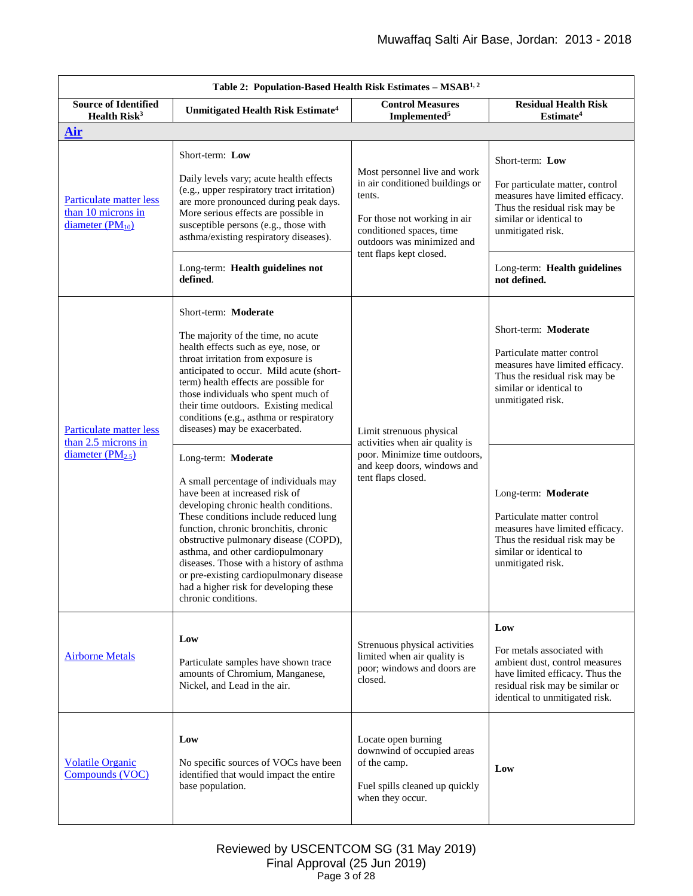| Table 2: Population-Based Health Risk Estimates – MSAB[1, 2] | | | |
|---|---|---|---|
| **Source of Identified Health Risk[3]** | **Unmitigated Health Risk Estimate[4]** | **Control Measures Implemented[5]** | **Residual Health Risk Estimate[4]** |
| **Air** | | | |
| Particulate matter less than 10 microns in diameter ($PM_{10}$) | Short-term: **Low**<br><br>Daily levels vary; acute health effects (e.g., upper respiratory tract irritation) are more pronounced during peak days. More serious effects are possible in susceptible persons (e.g., those with asthma/existing respiratory diseases). | Most personnel live and work in air conditioned buildings or tents.<br><br>For those not working in air conditioned spaces, time outdoors was minimized and tent flaps kept closed. | Short-term: **Low**<br><br>For particulate matter, control measures have limited efficacy. Thus the residual risk may be similar or identical to unmitigated risk. |
| | Long-term: **Health guidelines not defined**. | | Long-term: **Health guidelines not defined.** |
| Particulate matter less than 2.5 microns in diameter ($PM_{2.5}$) | Short-term: **Moderate**<br><br>The majority of the time, no acute health effects such as eye, nose, or throat irritation from exposure is anticipated to occur. Mild acute (short-term) health effects are possible for those individuals who spent much of their time outdoors. Existing medical conditions (e.g., asthma or respiratory diseases) may be exacerbated. | Limit strenuous physical activities when air quality is poor. Minimize time outdoors, and keep doors, windows and tent flaps closed. | Short-term: **Moderate**<br><br>Particulate matter control measures have limited efficacy. Thus the residual risk may be similar or identical to unmitigated risk. |
| | Long-term: **Moderate**<br><br>A small percentage of individuals may have been at increased risk of developing chronic health conditions. These conditions include reduced lung function, chronic bronchitis, chronic obstructive pulmonary disease (COPD), asthma, and other cardiopulmonary diseases. Those with a history of asthma or pre-existing cardiopulmonary disease had a higher risk for developing these chronic conditions. | | Long-term: **Moderate**<br><br>Particulate matter control measures have limited efficacy. Thus the residual risk may be similar or identical to unmitigated risk. |
| Airborne Metals | **Low**<br><br>Particulate samples have shown trace amounts of Chromium, Manganese, Nickel, and Lead in the air. | Strenuous physical activities limited when air quality is poor; windows and doors are closed. | **Low**<br><br>For metals associated with ambient dust, control measures have limited efficacy. Thus the residual risk may be similar or identical to unmitigated risk. |
| Volatile Organic Compounds (VOC) | **Low**<br><br>No specific sources of VOCs have been identified that would impact the entire base population. | Locate open burning downwind of occupied areas of the camp.<br><br>Fuel spills cleaned up quickly when they occur. | **Low** |

Reviewed by USCENTCOM SG (31 May 2019)
Final Approval (25 Jun 2019)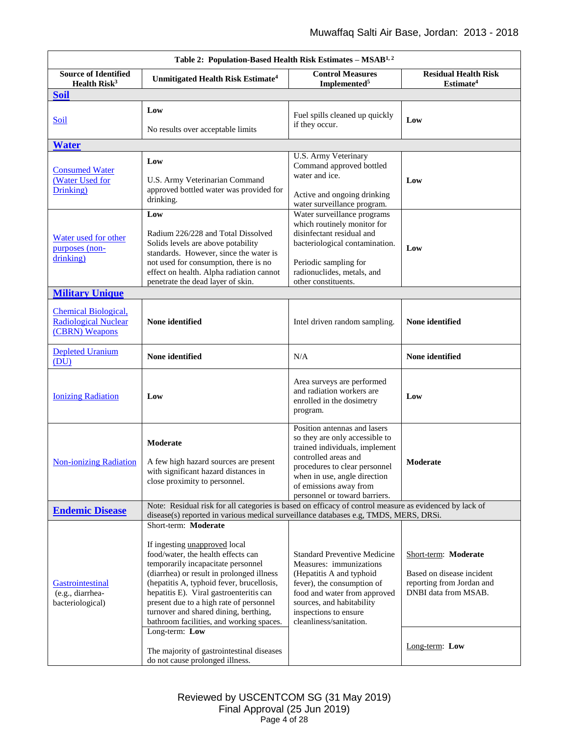| Table 2: Population-Based Health Risk Estimates – MSAB[1, 2] | | | |
|---|---|---|---|
| **Source of Identified Health Risk[3]** | **Unmitigated Health Risk Estimate[4]** | **Control Measures Implemented[5]** | **Residual Health Risk Estimate[4]** |
| **Soil** | | | |
| Soil | **Low**<br><br>No results over acceptable limits | Fuel spills cleaned up quickly if they occur. | **Low** |
| **Water** | | | |
| Consumed Water (Water Used for Drinking) | **Low**<br><br>U.S. Army Veterinarian Command approved bottled water was provided for drinking. | U.S. Army Veterinary Command approved bottled water and ice.<br><br>Active and ongoing drinking water surveillance program. | **Low** |
| Water used for other purposes (non-drinking) | **Low**<br><br>Radium 226/228 and Total Dissolved Solids levels are above potability standards. However, since the water is not used for consumption, there is no effect on health. Alpha radiation cannot penetrate the dead layer of skin. | Water surveillance programs which routinely monitor for disinfectant residual and bacteriological contamination.<br><br>Periodic sampling for radionuclides, metals, and other constituents. | **Low** |
| **Military Unique** | | | |
| Chemical Biological, Radiological Nuclear (CBRN) Weapons | **None identified** | Intel driven random sampling. | **None identified** |
| Depleted Uranium (DU) | **None identified** | N/A | **None identified** |
| Ionizing Radiation | **Low** | Area surveys are performed and radiation workers are enrolled in the dosimetry program. | **Low** |
| Non-ionizing Radiation | **Moderate**<br><br>A few high hazard sources are present with significant hazard distances in close proximity to personnel. | Position antennas and lasers so they are only accessible to trained individuals, implement controlled areas and procedures to clear personnel when in use, angle direction of emissions away from personnel or toward barriers. | **Moderate** |
| **Endemic Disease** | Note: Residual risk for all categories is based on efficacy of control measure as evidenced by lack of disease(s) reported in various medical surveillance databases e.g, TMDS, MERS, DRSi. | | |
| Gastrointestinal (e.g., diarrhea-bacteriological) | Short-term: **Moderate**<br><br>If ingesting unapproved local food/water, the health effects can temporarily incapacitate personnel (diarrhea) or result in prolonged illness (hepatitis A, typhoid fever, brucellosis, hepatitis E). Viral gastroenteritis can present due to a high rate of personnel turnover and shared dining, berthing, bathroom facilities, and working spaces. | Standard Preventive Medicine Measures: immunizations (Hepatitis A and typhoid fever), the consumption of food and water from approved sources, and habitability inspections to ensure cleanliness/sanitation. | Short-term: **Moderate**<br><br>Based on disease incident reporting from Jordan and DNBI data from MSAB. |
| | Long-term: **Low**<br><br>The majority of gastrointestinal diseases do not cause prolonged illness. | | Long-term: **Low** |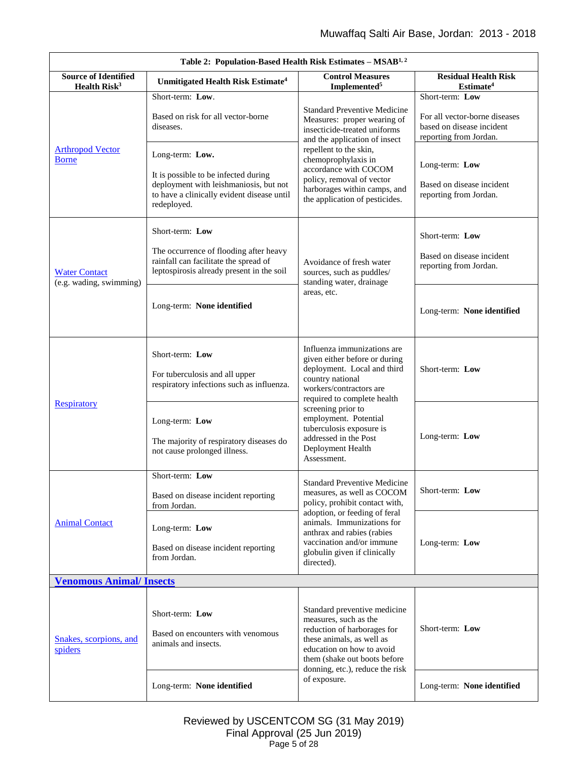| Table 2: Population-Based Health Risk Estimates – MSAB[1, 2] | | | |
|---|---|---|---|
| **Source of Identified Health Risk[3]** | **Unmitigated Health Risk Estimate[4]** | **Control Measures Implemented[5]** | **Residual Health Risk Estimate[4]** |
| Arthropod Vector Borne | Short-term: **Low**.<br><br>Based on risk for all vector-borne diseases. | Standard Preventive Medicine Measures: proper wearing of insecticide-treated uniforms and the application of insect repellent to the skin, chemoprophylaxis in accordance with COCOM policy, removal of vector harborages within camps, and the application of pesticides. | Short-term: **Low**<br><br>For all vector-borne diseases based on disease incident reporting from Jordan. |
| | Long-term: **Low.**<br><br>It is possible to be infected during deployment with leishmaniosis, but not to have a clinically evident disease until redeployed. | | Long-term: **Low**<br><br>Based on disease incident reporting from Jordan. |
| Water Contact (e.g. wading, swimming) | Short-term: **Low**<br><br>The occurrence of flooding after heavy rainfall can facilitate the spread of leptospirosis already present in the soil | Avoidance of fresh water sources, such as puddles/ standing water, drainage areas, etc. | Short-term: **Low**<br><br>Based on disease incident reporting from Jordan. |
| | Long-term: **None identified** | | Long-term: **None identified** |
| Respiratory | Short-term: **Low**<br><br>For tuberculosis and all upper respiratory infections such as influenza. | Influenza immunizations are given either before or during deployment. Local and third country national workers/contractors are required to complete health screening prior to employment. Potential tuberculosis exposure is addressed in the Post Deployment Health Assessment. | Short-term: **Low** |
| | Long-term: **Low**<br><br>The majority of respiratory diseases do not cause prolonged illness. | | Long-term: **Low** |
| Animal Contact | Short-term: **Low**<br><br>Based on disease incident reporting from Jordan. | Standard Preventive Medicine measures, as well as COCOM policy, prohibit contact with, adoption, or feeding of feral animals. Immunizations for anthrax and rabies (rabies vaccination and/or immune globulin given if clinically directed). | Short-term: **Low** |
| | Long-term: **Low**<br><br>Based on disease incident reporting from Jordan. | | Long-term: **Low** |
| **Venomous Animal/ Insects** | | | |
| Snakes, scorpions, and spiders | Short-term: **Low**<br><br>Based on encounters with venomous animals and insects. | Standard preventive medicine measures, such as the reduction of harborages for these animals, as well as education on how to avoid them (shake out boots before donning, etc.), reduce the risk of exposure. | Short-term: **Low** |
| | Long-term: **None identified** | | Long-term: **None identified** |

Reviewed by USCENTCOM SG (31 May 2019)
Final Approval (25 Jun 2019)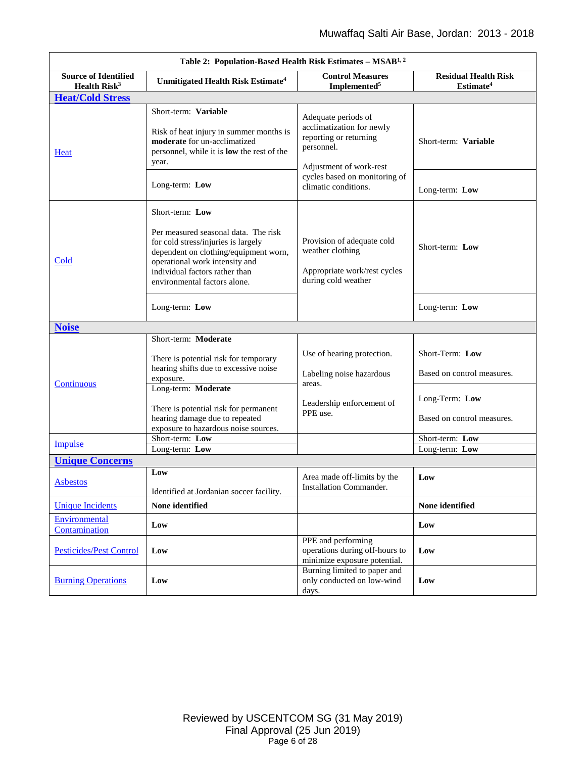| Table 2: Population-Based Health Risk Estimates – MSAB[1, 2] | | | |
|---|---|---|---|
| **Source of Identified Health Risk[3]** | **Unmitigated Health Risk Estimate[4]** | **Control Measures Implemented[5]** | **Residual Health Risk Estimate[4]** |
| **Heat/Cold Stress** | | | |
| Heat | Short-term: **Variable**<br><br>Risk of heat injury in summer months is **moderate** for un-acclimatized personnel, while it is **low** the rest of the year. | Adequate periods of acclimatization for newly reporting or returning personnel.<br><br>Adjustment of work-rest cycles based on monitoring of climatic conditions. | Short-term: **Variable** |
| | Long-term: **Low** | | Long-term: **Low** |
| Cold | Short-term: **Low**<br><br>Per measured seasonal data. The risk for cold stress/injuries is largely dependent on clothing/equipment worn, operational work intensity and individual factors rather than environmental factors alone. | Provision of adequate cold weather clothing<br><br>Appropriate work/rest cycles during cold weather | Short-term: **Low** |
| | Long-term: **Low** | | Long-term: **Low** |
| **Noise** | | | |
| Continuous | Short-term: **Moderate**<br><br>There is potential risk for temporary hearing shifts due to excessive noise exposure. | Use of hearing protection.<br><br>Labeling noise hazardous areas.<br><br>Leadership enforcement of PPE use. | Short-Term: **Low**<br><br>Based on control measures. |
| | Long-term: **Moderate**<br><br>There is potential risk for permanent hearing damage due to repeated exposure to hazardous noise sources. | | Long-Term: **Low**<br><br>Based on control measures. |
| Impulse | Short-term: **Low** | | Short-term: **Low** |
| | Long-term: **Low** | | Long-term: **Low** |
| **Unique Concerns** | | | |
| Asbestos | **Low**<br><br>Identified at Jordanian soccer facility. | Area made off-limits by the Installation Commander. | **Low** |
| Unique Incidents | **None identified** | | **None identified** |
| Environmental Contamination | **Low** | | **Low** |
| Pesticides/Pest Control | **Low** | PPE and performing operations during off-hours to minimize exposure potential. | **Low** |
| Burning Operations | **Low** | Burning limited to paper and only conducted on low-wind days. | **Low** |

Reviewed by USCENTCOM SG (31 May 2019)
Final Approval (25 Jun 2019)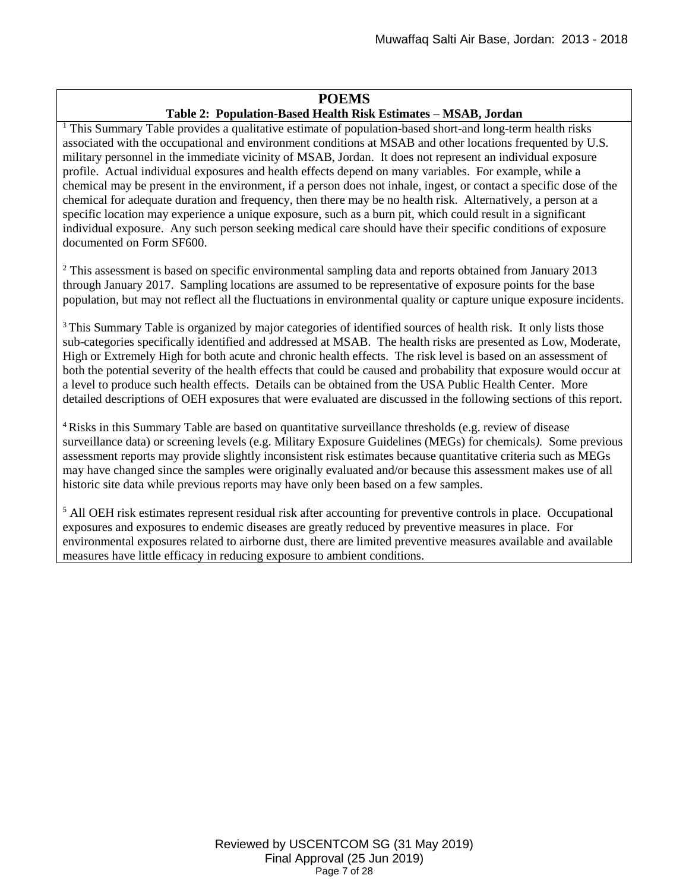**POEMS**

**Table 2: Population-Based Health Risk Estimates – MSAB, Jordan**

[1] This Summary Table provides a qualitative estimate of population-based short-and long-term health risks associated with the occupational and environment conditions at MSAB and other locations frequented by U.S. military personnel in the immediate vicinity of MSAB, Jordan. It does not represent an individual exposure profile. Actual individual exposures and health effects depend on many variables. For example, while a chemical may be present in the environment, if a person does not inhale, ingest, or contact a specific dose of the chemical for adequate duration and frequency, then there may be no health risk. Alternatively, a person at a specific location may experience a unique exposure, such as a burn pit, which could result in a significant individual exposure. Any such person seeking medical care should have their specific conditions of exposure documented on Form SF600.

[2] This assessment is based on specific environmental sampling data and reports obtained from January 2013 through January 2017. Sampling locations are assumed to be representative of exposure points for the base population, but may not reflect all the fluctuations in environmental quality or capture unique exposure incidents.

[3] This Summary Table is organized by major categories of identified sources of health risk. It only lists those sub-categories specifically identified and addressed at MSAB. The health risks are presented as Low, Moderate, High or Extremely High for both acute and chronic health effects. The risk level is based on an assessment of both the potential severity of the health effects that could be caused and probability that exposure would occur at a level to produce such health effects. Details can be obtained from the USA Public Health Center. More detailed descriptions of OEH exposures that were evaluated are discussed in the following sections of this report.

[4] Risks in this Summary Table are based on quantitative surveillance thresholds (e.g. review of disease surveillance data) or screening levels (e.g. Military Exposure Guidelines (MEGs) for chemicals*).* Some previous assessment reports may provide slightly inconsistent risk estimates because quantitative criteria such as MEGs may have changed since the samples were originally evaluated and/or because this assessment makes use of all historic site data while previous reports may have only been based on a few samples.

[5] All OEH risk estimates represent residual risk after accounting for preventive controls in place. Occupational exposures and exposures to endemic diseases are greatly reduced by preventive measures in place. For environmental exposures related to airborne dust, there are limited preventive measures available and available measures have little efficacy in reducing exposure to ambient conditions.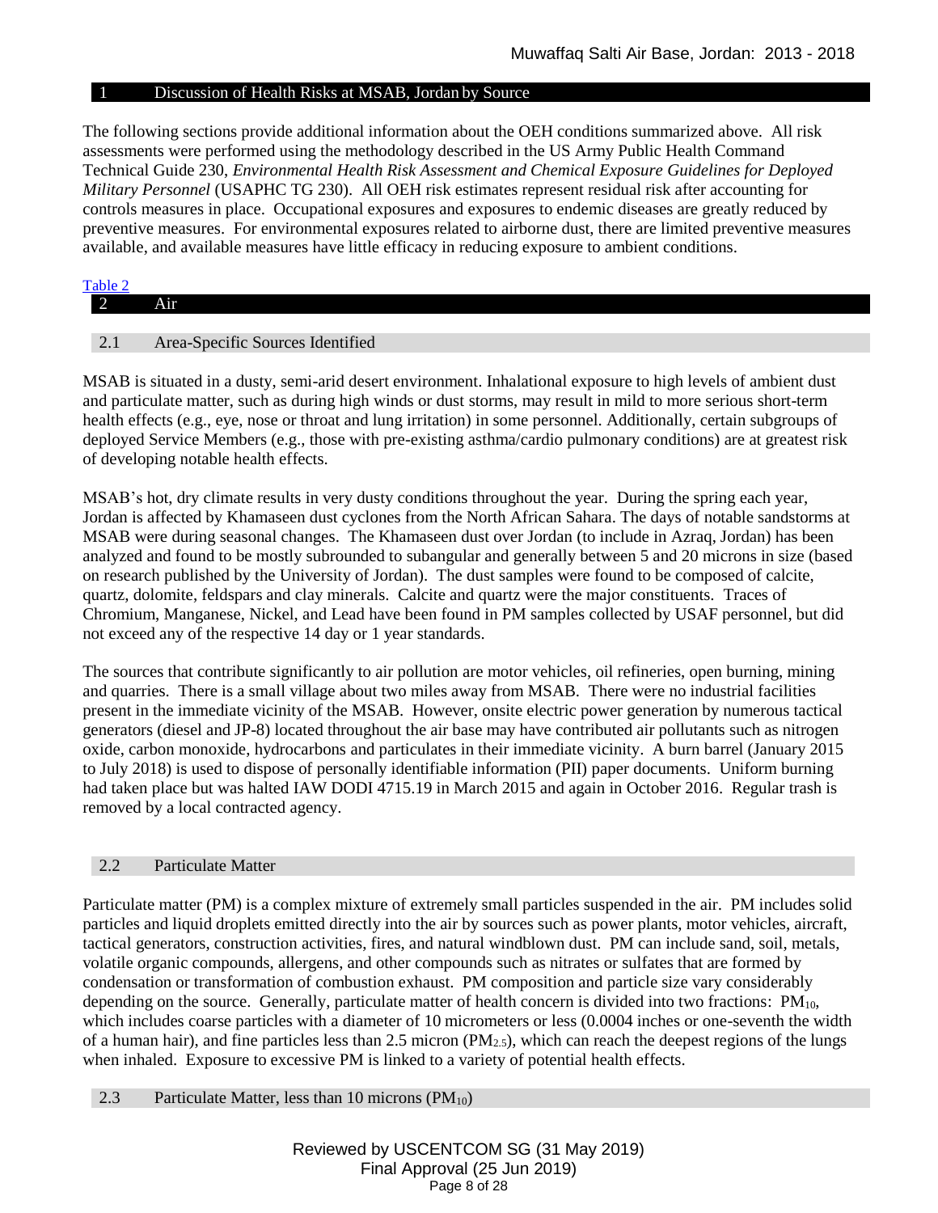## 1 Discussion of Health Risks at MSAB, Jordan by Source

The following sections provide additional information about the OEH conditions summarized above. All risk assessments were performed using the methodology described in the US Army Public Health Command Technical Guide 230, *Environmental Health Risk Assessment and Chemical Exposure Guidelines for Deployed Military Personnel* (USAPHC TG 230). All OEH risk estimates represent residual risk after accounting for controls measures in place. Occupational exposures and exposures to endemic diseases are greatly reduced by preventive measures. For environmental exposures related to airborne dust, there are limited preventive measures available, and available measures have little efficacy in reducing exposure to ambient conditions.

[Table 2](#)

## 2 Air

### 2.1 Area-Specific Sources Identified

MSAB is situated in a dusty, semi-arid desert environment. Inhalational exposure to high levels of ambient dust and particulate matter, such as during high winds or dust storms, may result in mild to more serious short-term health effects (e.g., eye, nose or throat and lung irritation) in some personnel. Additionally, certain subgroups of deployed Service Members (e.g., those with pre-existing asthma/cardio pulmonary conditions) are at greatest risk of developing notable health effects.

MSAB's hot, dry climate results in very dusty conditions throughout the year. During the spring each year, Jordan is affected by Khamaseen dust cyclones from the North African Sahara. The days of notable sandstorms at MSAB were during seasonal changes. The Khamaseen dust over Jordan (to include in Azraq, Jordan) has been analyzed and found to be mostly subrounded to subangular and generally between 5 and 20 microns in size (based on research published by the University of Jordan). The dust samples were found to be composed of calcite, quartz, dolomite, feldspars and clay minerals. Calcite and quartz were the major constituents. Traces of Chromium, Manganese, Nickel, and Lead have been found in PM samples collected by USAF personnel, but did not exceed any of the respective 14 day or 1 year standards.

The sources that contribute significantly to air pollution are motor vehicles, oil refineries, open burning, mining and quarries. There is a small village about two miles away from MSAB. There were no industrial facilities present in the immediate vicinity of the MSAB. However, onsite electric power generation by numerous tactical generators (diesel and JP-8) located throughout the air base may have contributed air pollutants such as nitrogen oxide, carbon monoxide, hydrocarbons and particulates in their immediate vicinity. A burn barrel (January 2015 to July 2018) is used to dispose of personally identifiable information (PII) paper documents. Uniform burning had taken place but was halted IAW DODI 4715.19 in March 2015 and again in October 2016. Regular trash is removed by a local contracted agency.

### 2.2 Particulate Matter

Particulate matter (PM) is a complex mixture of extremely small particles suspended in the air. PM includes solid particles and liquid droplets emitted directly into the air by sources such as power plants, motor vehicles, aircraft, tactical generators, construction activities, fires, and natural windblown dust. PM can include sand, soil, metals, volatile organic compounds, allergens, and other compounds such as nitrates or sulfates that are formed by condensation or transformation of combustion exhaust. PM composition and particle size vary considerably depending on the source. Generally, particulate matter of health concern is divided into two fractions: $PM_{10}$, which includes coarse particles with a diameter of 10 micrometers or less (0.0004 inches or one-seventh the width of a human hair), and fine particles less than 2.5 micron ($PM_{2.5}$), which can reach the deepest regions of the lungs when inhaled. Exposure to excessive PM is linked to a variety of potential health effects.

### 2.3 Particulate Matter, less than 10 microns ($PM_{10}$)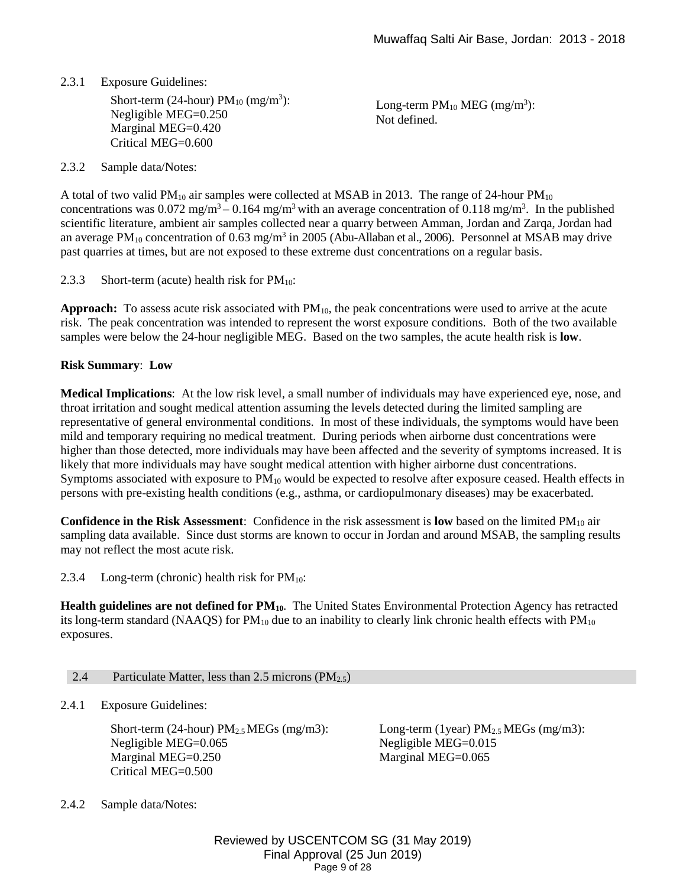2.3.1 Exposure Guidelines:

Short-term (24-hour) $PM_{10}$ (mg/m$^3$):
Negligible MEG=0.250
Marginal MEG=0.420
Critical MEG=0.600

Long-term $PM_{10}$ MEG (mg/m$^3$):
Not defined.

2.3.2 Sample data/Notes:

A total of two valid $PM_{10}$ air samples were collected at MSAB in 2013. The range of 24-hour $PM_{10}$ concentrations was 0.072 mg/m$^3$ – 0.164 mg/m$^3$ with an average concentration of 0.118 mg/m$^3$. In the published scientific literature, ambient air samples collected near a quarry between Amman, Jordan and Zarqa, Jordan had an average $PM_{10}$ concentration of 0.63 mg/m$^3$ in 2005 (Abu-Allaban et al., 2006). Personnel at MSAB may drive past quarries at times, but are not exposed to these extreme dust concentrations on a regular basis.

2.3.3 Short-term (acute) health risk for $PM_{10}$:

**Approach:** To assess acute risk associated with $PM_{10}$, the peak concentrations were used to arrive at the acute risk. The peak concentration was intended to represent the worst exposure conditions. Both of the two available samples were below the 24-hour negligible MEG. Based on the two samples, the acute health risk is **low**.

**Risk Summary**: **Low**

**Medical Implications**: At the low risk level, a small number of individuals may have experienced eye, nose, and throat irritation and sought medical attention assuming the levels detected during the limited sampling are representative of general environmental conditions. In most of these individuals, the symptoms would have been mild and temporary requiring no medical treatment. During periods when airborne dust concentrations were higher than those detected, more individuals may have been affected and the severity of symptoms increased. It is likely that more individuals may have sought medical attention with higher airborne dust concentrations. Symptoms associated with exposure to $PM_{10}$ would be expected to resolve after exposure ceased. Health effects in persons with pre-existing health conditions (e.g., asthma, or cardiopulmonary diseases) may be exacerbated.

**Confidence in the Risk Assessment**: Confidence in the risk assessment is **low** based on the limited $PM_{10}$ air sampling data available. Since dust storms are known to occur in Jordan and around MSAB, the sampling results may not reflect the most acute risk.

2.3.4 Long-term (chronic) health risk for $PM_{10}$:

**Health guidelines are not defined for $PM_{10}$.** The United States Environmental Protection Agency has retracted its long-term standard (NAAQS) for $PM_{10}$ due to an inability to clearly link chronic health effects with $PM_{10}$ exposures.

## 2.4 Particulate Matter, less than 2.5 microns ($PM_{2.5}$)

2.4.1 Exposure Guidelines:

Short-term (24-hour) $PM_{2.5}$ MEGs (mg/m3):
Negligible MEG=0.065
Marginal MEG=0.250
Critical MEG=0.500

Long-term (1year) $PM_{2.5}$ MEGs (mg/m3):
Negligible MEG=0.015
Marginal MEG=0.065

2.4.2 Sample data/Notes: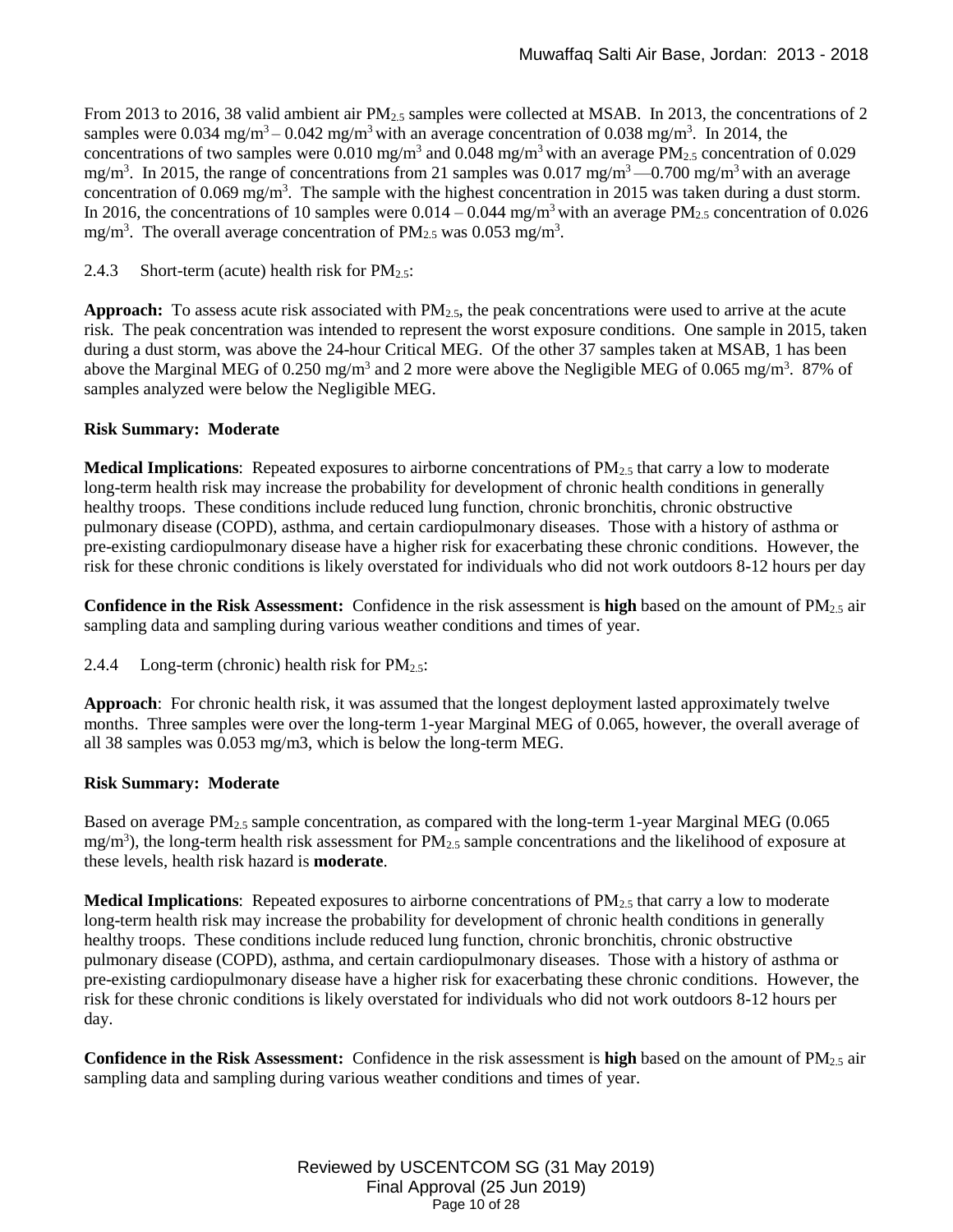From 2013 to 2016, 38 valid ambient air $PM_{2.5}$ samples were collected at MSAB. In 2013, the concentrations of 2 samples were 0.034 $mg/m^3$ – 0.042 $mg/m^3$ with an average concentration of 0.038 $mg/m^3$. In 2014, the concentrations of two samples were 0.010 $mg/m^3$ and 0.048 $mg/m^3$ with an average $PM_{2.5}$ concentration of 0.029 $mg/m^3$. In 2015, the range of concentrations from 21 samples was 0.017 $mg/m^3$ —0.700 $mg/m^3$ with an average concentration of 0.069 $mg/m^3$. The sample with the highest concentration in 2015 was taken during a dust storm. In 2016, the concentrations of 10 samples were 0.014 – 0.044 $mg/m^3$ with an average $PM_{2.5}$ concentration of 0.026 $mg/m^3$. The overall average concentration of $PM_{2.5}$ was 0.053 $mg/m^3$.

2.4.3 Short-term (acute) health risk for $PM_{2.5}$:

**Approach:** To assess acute risk associated with $PM_{2.5}$, the peak concentrations were used to arrive at the acute risk. The peak concentration was intended to represent the worst exposure conditions. One sample in 2015, taken during a dust storm, was above the 24-hour Critical MEG. Of the other 37 samples taken at MSAB, 1 has been above the Marginal MEG of 0.250 $mg/m^3$ and 2 more were above the Negligible MEG of 0.065 $mg/m^3$. 87% of samples analyzed were below the Negligible MEG.

**Risk Summary: Moderate**

**Medical Implications**: Repeated exposures to airborne concentrations of $PM_{2.5}$ that carry a low to moderate long-term health risk may increase the probability for development of chronic health conditions in generally healthy troops. These conditions include reduced lung function, chronic bronchitis, chronic obstructive pulmonary disease (COPD), asthma, and certain cardiopulmonary diseases. Those with a history of asthma or pre-existing cardiopulmonary disease have a higher risk for exacerbating these chronic conditions. However, the risk for these chronic conditions is likely overstated for individuals who did not work outdoors 8-12 hours per day

**Confidence in the Risk Assessment:** Confidence in the risk assessment is **high** based on the amount of $PM_{2.5}$ air sampling data and sampling during various weather conditions and times of year.

2.4.4 Long-term (chronic) health risk for $PM_{2.5}$:

**Approach**: For chronic health risk, it was assumed that the longest deployment lasted approximately twelve months. Three samples were over the long-term 1-year Marginal MEG of 0.065, however, the overall average of all 38 samples was 0.053 mg/m3, which is below the long-term MEG.

**Risk Summary: Moderate**

Based on average $PM_{2.5}$ sample concentration, as compared with the long-term 1-year Marginal MEG (0.065 $mg/m^3$), the long-term health risk assessment for $PM_{2.5}$ sample concentrations and the likelihood of exposure at these levels, health risk hazard is **moderate**.

**Medical Implications**: Repeated exposures to airborne concentrations of $PM_{2.5}$ that carry a low to moderate long-term health risk may increase the probability for development of chronic health conditions in generally healthy troops. These conditions include reduced lung function, chronic bronchitis, chronic obstructive pulmonary disease (COPD), asthma, and certain cardiopulmonary diseases. Those with a history of asthma or pre-existing cardiopulmonary disease have a higher risk for exacerbating these chronic conditions. However, the risk for these chronic conditions is likely overstated for individuals who did not work outdoors 8-12 hours per day.

**Confidence in the Risk Assessment:** Confidence in the risk assessment is **high** based on the amount of $PM_{2.5}$ air sampling data and sampling during various weather conditions and times of year.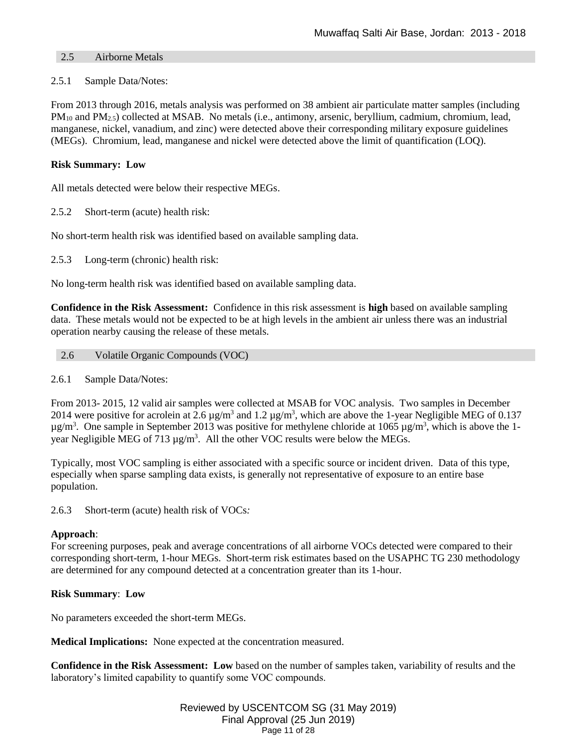## 2.5 Airborne Metals

2.5.1 Sample Data/Notes:

From 2013 through 2016, metals analysis was performed on 38 ambient air particulate matter samples (including $PM_{10}$ and $PM_{2.5}$) collected at MSAB. No metals (i.e., antimony, arsenic, beryllium, cadmium, chromium, lead, manganese, nickel, vanadium, and zinc) were detected above their corresponding military exposure guidelines (MEGs). Chromium, lead, manganese and nickel were detected above the limit of quantification (LOQ).

**Risk Summary: Low**

All metals detected were below their respective MEGs.

2.5.2 Short-term (acute) health risk:

No short-term health risk was identified based on available sampling data.

2.5.3 Long-term (chronic) health risk:

No long-term health risk was identified based on available sampling data.

**Confidence in the Risk Assessment:** Confidence in this risk assessment is **high** based on available sampling data. These metals would not be expected to be at high levels in the ambient air unless there was an industrial operation nearby causing the release of these metals.

## 2.6 Volatile Organic Compounds (VOC)

2.6.1 Sample Data/Notes:

From 2013- 2015, 12 valid air samples were collected at MSAB for VOC analysis. Two samples in December 2014 were positive for acrolein at 2.6 $\mu g/m^3$ and 1.2 $\mu g/m^3$, which are above the 1-year Negligible MEG of 0.137 $\mu g/m^3$. One sample in September 2013 was positive for methylene chloride at 1065 $\mu g/m^3$, which is above the 1-year Negligible MEG of 713 $\mu g/m^3$. All the other VOC results were below the MEGs.

Typically, most VOC sampling is either associated with a specific source or incident driven. Data of this type, especially when sparse sampling data exists, is generally not representative of exposure to an entire base population.

2.6.3 Short-term (acute) health risk of VOCs*:*

**Approach**:
For screening purposes, peak and average concentrations of all airborne VOCs detected were compared to their corresponding short-term, 1-hour MEGs. Short-term risk estimates based on the USAPHC TG 230 methodology are determined for any compound detected at a concentration greater than its 1-hour.

**Risk Summary**: **Low**

No parameters exceeded the short-term MEGs.

**Medical Implications:** None expected at the concentration measured.

**Confidence in the Risk Assessment: Low** based on the number of samples taken, variability of results and the laboratory's limited capability to quantify some VOC compounds.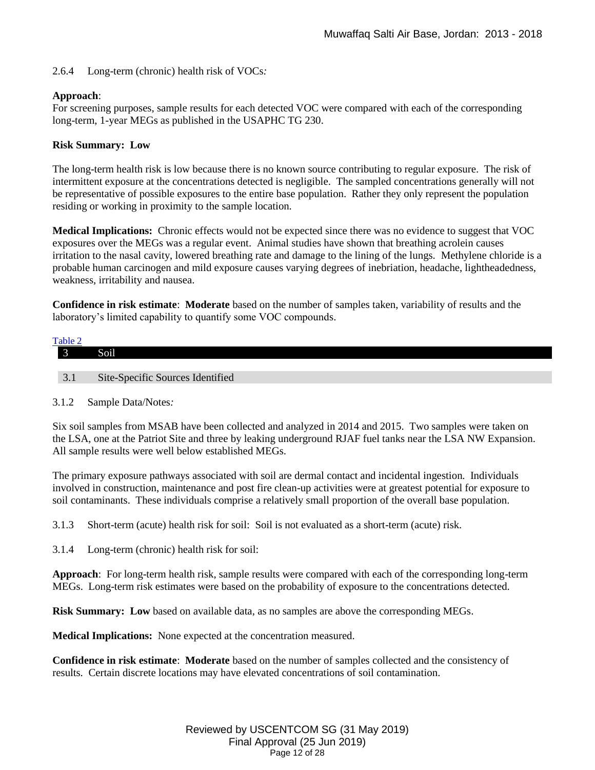2.6.4 Long-term (chronic) health risk of VOCs:

**Approach**:
For screening purposes, sample results for each detected VOC were compared with each of the corresponding long-term, 1-year MEGs as published in the USAPHC TG 230.

**Risk Summary: Low**

The long-term health risk is low because there is no known source contributing to regular exposure. The risk of intermittent exposure at the concentrations detected is negligible. The sampled concentrations generally will not be representative of possible exposures to the entire base population. Rather they only represent the population residing or working in proximity to the sample location.

**Medical Implications:** Chronic effects would not be expected since there was no evidence to suggest that VOC exposures over the MEGs was a regular event. Animal studies have shown that breathing acrolein causes irritation to the nasal cavity, lowered breathing rate and damage to the lining of the lungs. Methylene chloride is a probable human carcinogen and mild exposure causes varying degrees of inebriation, headache, lightheadedness, weakness, irritability and nausea.

**Confidence in risk estimate**: **Moderate** based on the number of samples taken, variability of results and the laboratory's limited capability to quantify some VOC compounds.

Table 2

## 3 Soil

### 3.1 Site-Specific Sources Identified

3.1.2 Sample Data/Notes:

Six soil samples from MSAB have been collected and analyzed in 2014 and 2015. Two samples were taken on the LSA, one at the Patriot Site and three by leaking underground RJAF fuel tanks near the LSA NW Expansion. All sample results were well below established MEGs.

The primary exposure pathways associated with soil are dermal contact and incidental ingestion. Individuals involved in construction, maintenance and post fire clean-up activities were at greatest potential for exposure to soil contaminants. These individuals comprise a relatively small proportion of the overall base population.

3.1.3 Short-term (acute) health risk for soil: Soil is not evaluated as a short-term (acute) risk.

3.1.4 Long-term (chronic) health risk for soil:

**Approach**: For long-term health risk, sample results were compared with each of the corresponding long-term MEGs. Long-term risk estimates were based on the probability of exposure to the concentrations detected.

**Risk Summary: Low** based on available data, as no samples are above the corresponding MEGs.

**Medical Implications:** None expected at the concentration measured.

**Confidence in risk estimate**: **Moderate** based on the number of samples collected and the consistency of results. Certain discrete locations may have elevated concentrations of soil contamination.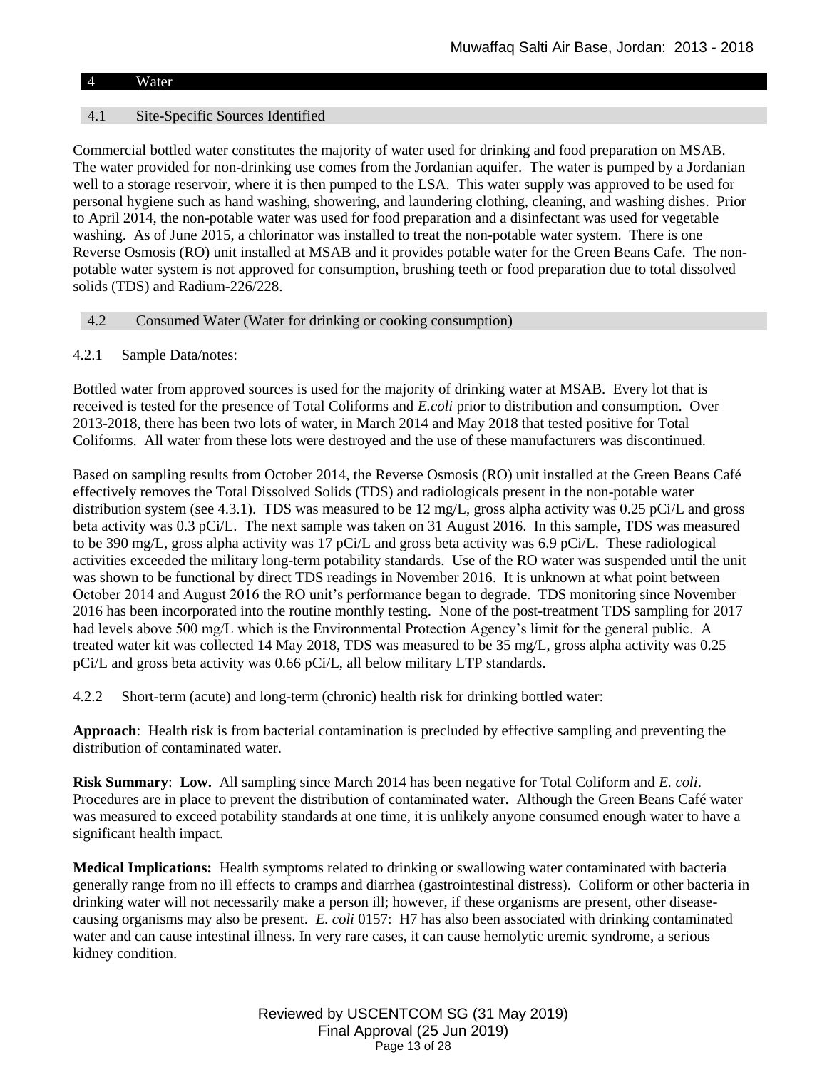## 4 Water

### 4.1 Site-Specific Sources Identified

Commercial bottled water constitutes the majority of water used for drinking and food preparation on MSAB. The water provided for non-drinking use comes from the Jordanian aquifer. The water is pumped by a Jordanian well to a storage reservoir, where it is then pumped to the LSA. This water supply was approved to be used for personal hygiene such as hand washing, showering, and laundering clothing, cleaning, and washing dishes. Prior to April 2014, the non-potable water was used for food preparation and a disinfectant was used for vegetable washing. As of June 2015, a chlorinator was installed to treat the non-potable water system. There is one Reverse Osmosis (RO) unit installed at MSAB and it provides potable water for the Green Beans Cafe. The non-potable water system is not approved for consumption, brushing teeth or food preparation due to total dissolved solids (TDS) and Radium-226/228.

### 4.2 Consumed Water (Water for drinking or cooking consumption)

#### 4.2.1 Sample Data/notes:

Bottled water from approved sources is used for the majority of drinking water at MSAB. Every lot that is received is tested for the presence of Total Coliforms and *E.coli* prior to distribution and consumption. Over 2013-2018, there has been two lots of water, in March 2014 and May 2018 that tested positive for Total Coliforms. All water from these lots were destroyed and the use of these manufacturers was discontinued.

Based on sampling results from October 2014, the Reverse Osmosis (RO) unit installed at the Green Beans Café effectively removes the Total Dissolved Solids (TDS) and radiologicals present in the non-potable water distribution system (see 4.3.1). TDS was measured to be 12 mg/L, gross alpha activity was 0.25 pCi/L and gross beta activity was 0.3 pCi/L. The next sample was taken on 31 August 2016. In this sample, TDS was measured to be 390 mg/L, gross alpha activity was 17 pCi/L and gross beta activity was 6.9 pCi/L. These radiological activities exceeded the military long-term potability standards. Use of the RO water was suspended until the unit was shown to be functional by direct TDS readings in November 2016. It is unknown at what point between October 2014 and August 2016 the RO unit's performance began to degrade. TDS monitoring since November 2016 has been incorporated into the routine monthly testing. None of the post-treatment TDS sampling for 2017 had levels above 500 mg/L which is the Environmental Protection Agency's limit for the general public. A treated water kit was collected 14 May 2018, TDS was measured to be 35 mg/L, gross alpha activity was 0.25 pCi/L and gross beta activity was 0.66 pCi/L, all below military LTP standards.

#### 4.2.2 Short-term (acute) and long-term (chronic) health risk for drinking bottled water:

**Approach**: Health risk is from bacterial contamination is precluded by effective sampling and preventing the distribution of contaminated water.

**Risk Summary**: **Low.** All sampling since March 2014 has been negative for Total Coliform and *E. coli*. Procedures are in place to prevent the distribution of contaminated water. Although the Green Beans Café water was measured to exceed potability standards at one time, it is unlikely anyone consumed enough water to have a significant health impact.

**Medical Implications:** Health symptoms related to drinking or swallowing water contaminated with bacteria generally range from no ill effects to cramps and diarrhea (gastrointestinal distress). Coliform or other bacteria in drinking water will not necessarily make a person ill; however, if these organisms are present, other disease-causing organisms may also be present. *E. coli* 0157: H7 has also been associated with drinking contaminated water and can cause intestinal illness. In very rare cases, it can cause hemolytic uremic syndrome, a serious kidney condition.

Reviewed by USCENTCOM SG (31 May 2019)
Final Approval (25 Jun 2019)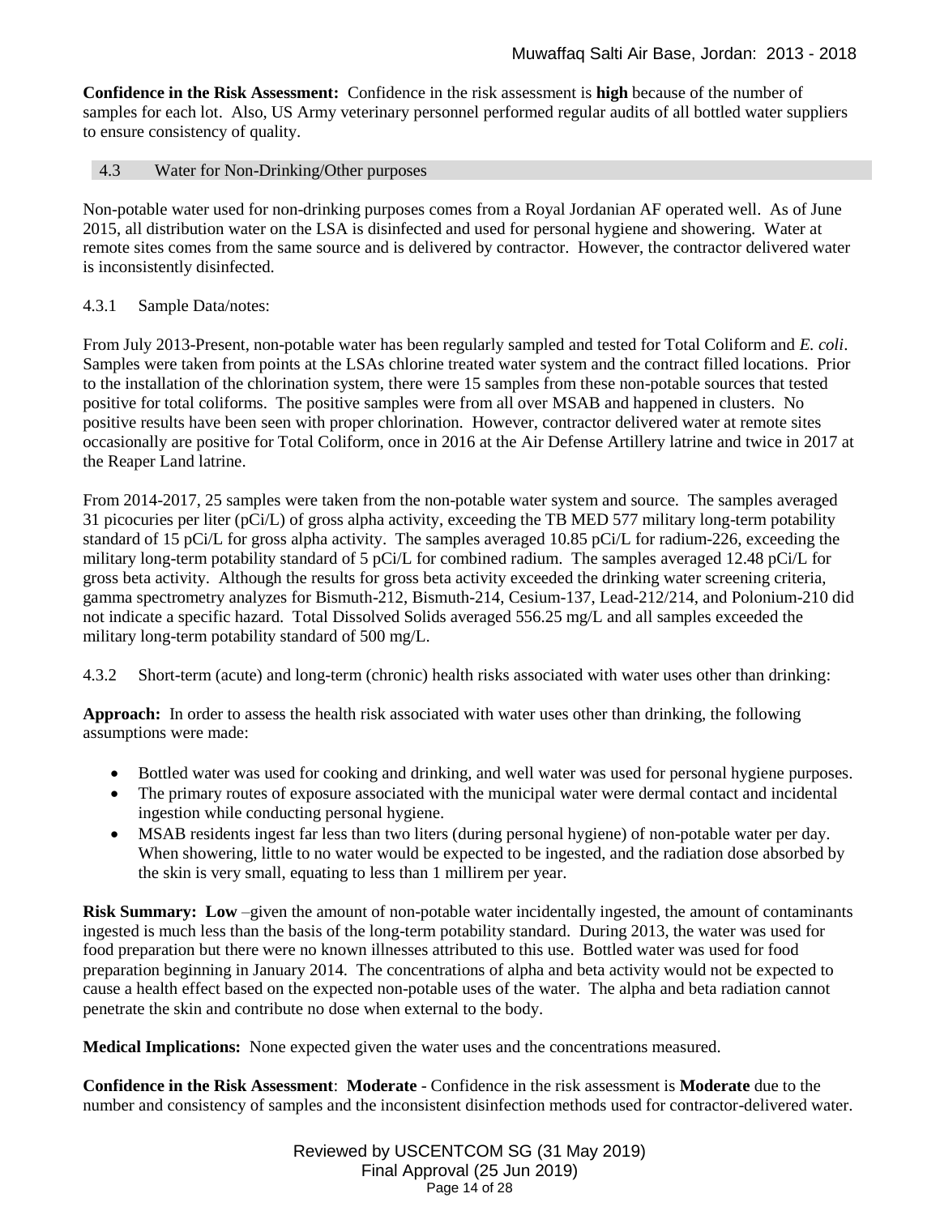**Confidence in the Risk Assessment:** Confidence in the risk assessment is **high** because of the number of samples for each lot. Also, US Army veterinary personnel performed regular audits of all bottled water suppliers to ensure consistency of quality.

### 4.3 Water for Non-Drinking/Other purposes

Non-potable water used for non-drinking purposes comes from a Royal Jordanian AF operated well. As of June 2015, all distribution water on the LSA is disinfected and used for personal hygiene and showering. Water at remote sites comes from the same source and is delivered by contractor. However, the contractor delivered water is inconsistently disinfected.

#### 4.3.1 Sample Data/notes:

From July 2013-Present, non-potable water has been regularly sampled and tested for Total Coliform and *E. coli*. Samples were taken from points at the LSAs chlorine treated water system and the contract filled locations. Prior to the installation of the chlorination system, there were 15 samples from these non-potable sources that tested positive for total coliforms. The positive samples were from all over MSAB and happened in clusters. No positive results have been seen with proper chlorination. However, contractor delivered water at remote sites occasionally are positive for Total Coliform, once in 2016 at the Air Defense Artillery latrine and twice in 2017 at the Reaper Land latrine.

From 2014-2017, 25 samples were taken from the non-potable water system and source. The samples averaged 31 picocuries per liter (pCi/L) of gross alpha activity, exceeding the TB MED 577 military long-term potability standard of 15 pCi/L for gross alpha activity. The samples averaged 10.85 pCi/L for radium-226, exceeding the military long-term potability standard of 5 pCi/L for combined radium. The samples averaged 12.48 pCi/L for gross beta activity. Although the results for gross beta activity exceeded the drinking water screening criteria, gamma spectrometry analyzes for Bismuth-212, Bismuth-214, Cesium-137, Lead-212/214, and Polonium-210 did not indicate a specific hazard. Total Dissolved Solids averaged 556.25 mg/L and all samples exceeded the military long-term potability standard of 500 mg/L.

#### 4.3.2 Short-term (acute) and long-term (chronic) health risks associated with water uses other than drinking:

**Approach:** In order to assess the health risk associated with water uses other than drinking, the following assumptions were made:

- Bottled water was used for cooking and drinking, and well water was used for personal hygiene purposes.
- The primary routes of exposure associated with the municipal water were dermal contact and incidental ingestion while conducting personal hygiene.
- MSAB residents ingest far less than two liters (during personal hygiene) of non-potable water per day. When showering, little to no water would be expected to be ingested, and the radiation dose absorbed by the skin is very small, equating to less than 1 millirem per year.

**Risk Summary: Low** –given the amount of non-potable water incidentally ingested, the amount of contaminants ingested is much less than the basis of the long-term potability standard. During 2013, the water was used for food preparation but there were no known illnesses attributed to this use. Bottled water was used for food preparation beginning in January 2014. The concentrations of alpha and beta activity would not be expected to cause a health effect based on the expected non-potable uses of the water. The alpha and beta radiation cannot penetrate the skin and contribute no dose when external to the body.

**Medical Implications:** None expected given the water uses and the concentrations measured.

**Confidence in the Risk Assessment**: **Moderate** - Confidence in the risk assessment is **Moderate** due to the number and consistency of samples and the inconsistent disinfection methods used for contractor-delivered water.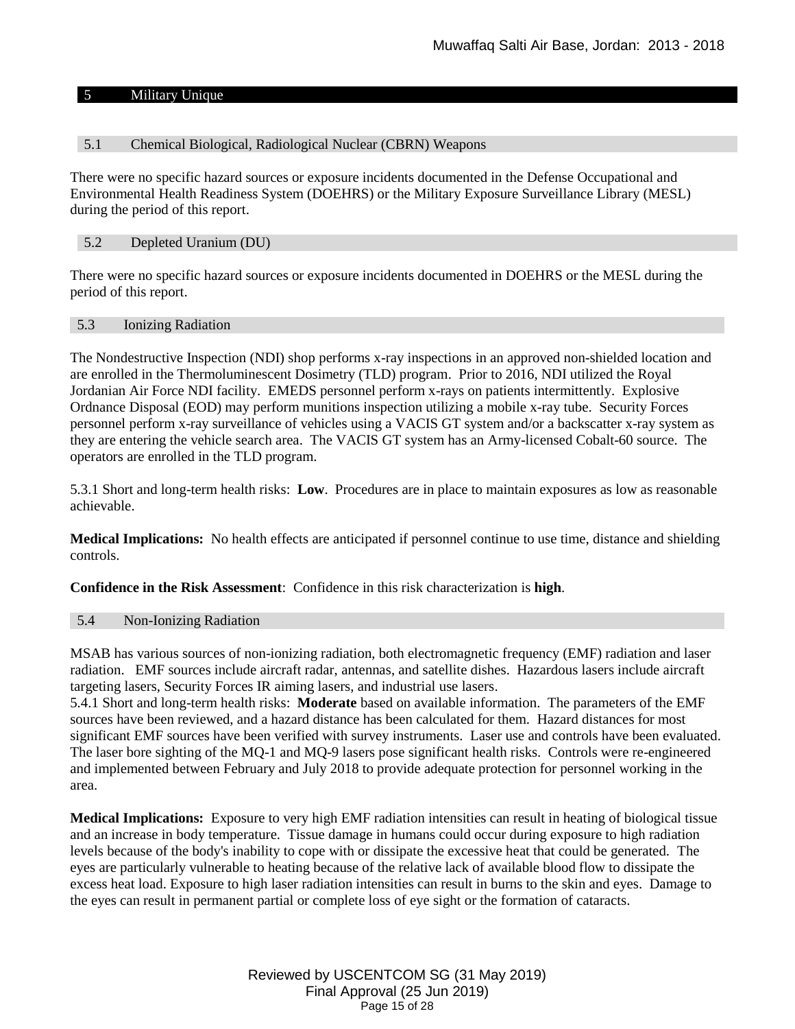## 5 Military Unique

### 5.1 Chemical Biological, Radiological Nuclear (CBRN) Weapons

There were no specific hazard sources or exposure incidents documented in the Defense Occupational and Environmental Health Readiness System (DOEHRS) or the Military Exposure Surveillance Library (MESL) during the period of this report.

### 5.2 Depleted Uranium (DU)

There were no specific hazard sources or exposure incidents documented in DOEHRS or the MESL during the period of this report.

### 5.3 Ionizing Radiation

The Nondestructive Inspection (NDI) shop performs x-ray inspections in an approved non-shielded location and are enrolled in the Thermoluminescent Dosimetry (TLD) program. Prior to 2016, NDI utilized the Royal Jordanian Air Force NDI facility. EMEDS personnel perform x-rays on patients intermittently. Explosive Ordnance Disposal (EOD) may perform munitions inspection utilizing a mobile x-ray tube. Security Forces personnel perform x-ray surveillance of vehicles using a VACIS GT system and/or a backscatter x-ray system as they are entering the vehicle search area. The VACIS GT system has an Army-licensed Cobalt-60 source. The operators are enrolled in the TLD program.

5.3.1 Short and long-term health risks: **Low**. Procedures are in place to maintain exposures as low as reasonable achievable.

**Medical Implications:** No health effects are anticipated if personnel continue to use time, distance and shielding controls.

**Confidence in the Risk Assessment**: Confidence in this risk characterization is **high**.

### 5.4 Non-Ionizing Radiation

MSAB has various sources of non-ionizing radiation, both electromagnetic frequency (EMF) radiation and laser radiation. EMF sources include aircraft radar, antennas, and satellite dishes. Hazardous lasers include aircraft targeting lasers, Security Forces IR aiming lasers, and industrial use lasers.
5.4.1 Short and long-term health risks: **Moderate** based on available information. The parameters of the EMF sources have been reviewed, and a hazard distance has been calculated for them. Hazard distances for most significant EMF sources have been verified with survey instruments. Laser use and controls have been evaluated. The laser bore sighting of the MQ-1 and MQ-9 lasers pose significant health risks. Controls were re-engineered and implemented between February and July 2018 to provide adequate protection for personnel working in the area.

**Medical Implications:** Exposure to very high EMF radiation intensities can result in heating of biological tissue and an increase in body temperature. Tissue damage in humans could occur during exposure to high radiation levels because of the body's inability to cope with or dissipate the excessive heat that could be generated. The eyes are particularly vulnerable to heating because of the relative lack of available blood flow to dissipate the excess heat load. Exposure to high laser radiation intensities can result in burns to the skin and eyes. Damage to the eyes can result in permanent partial or complete loss of eye sight or the formation of cataracts.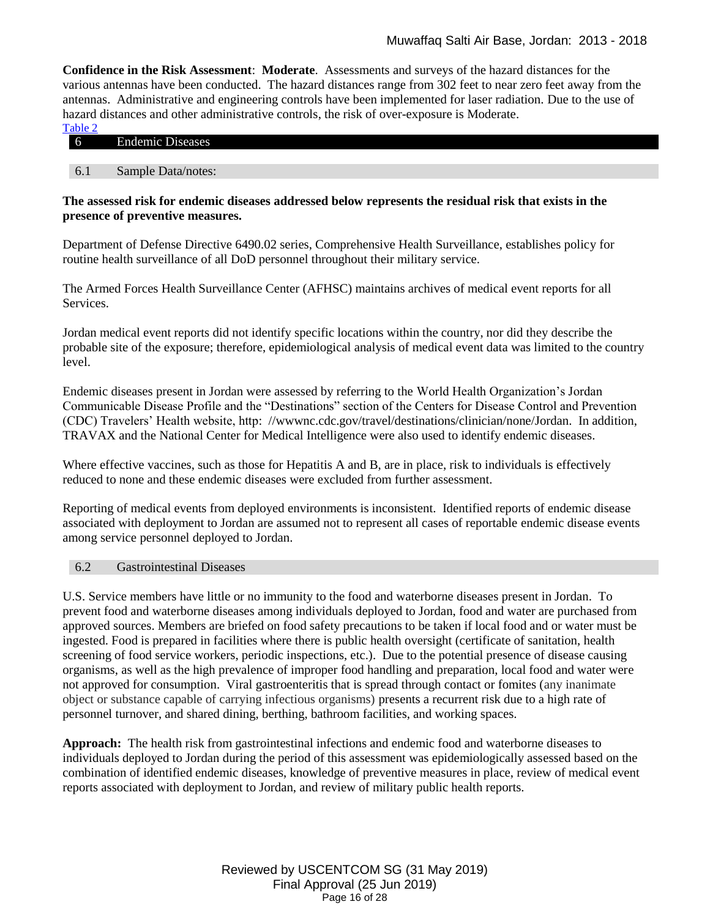**Confidence in the Risk Assessment**: **Moderate**. Assessments and surveys of the hazard distances for the various antennas have been conducted. The hazard distances range from 302 feet to near zero feet away from the antennas. Administrative and engineering controls have been implemented for laser radiation. Due to the use of hazard distances and other administrative controls, the risk of over-exposure is Moderate.

Table 2

## 6 Endemic Diseases

### 6.1 Sample Data/notes:

**The assessed risk for endemic diseases addressed below represents the residual risk that exists in the presence of preventive measures.**

Department of Defense Directive 6490.02 series, Comprehensive Health Surveillance, establishes policy for routine health surveillance of all DoD personnel throughout their military service.

The Armed Forces Health Surveillance Center (AFHSC) maintains archives of medical event reports for all Services.

Jordan medical event reports did not identify specific locations within the country, nor did they describe the probable site of the exposure; therefore, epidemiological analysis of medical event data was limited to the country level.

Endemic diseases present in Jordan were assessed by referring to the World Health Organization's Jordan Communicable Disease Profile and the "Destinations" section of the Centers for Disease Control and Prevention (CDC) Travelers' Health website, http: //wwwnc.cdc.gov/travel/destinations/clinician/none/Jordan. In addition, TRAVAX and the National Center for Medical Intelligence were also used to identify endemic diseases.

Where effective vaccines, such as those for Hepatitis A and B, are in place, risk to individuals is effectively reduced to none and these endemic diseases were excluded from further assessment.

Reporting of medical events from deployed environments is inconsistent. Identified reports of endemic disease associated with deployment to Jordan are assumed not to represent all cases of reportable endemic disease events among service personnel deployed to Jordan.

### 6.2 Gastrointestinal Diseases

U.S. Service members have little or no immunity to the food and waterborne diseases present in Jordan. To prevent food and waterborne diseases among individuals deployed to Jordan, food and water are purchased from approved sources. Members are briefed on food safety precautions to be taken if local food and or water must be ingested. Food is prepared in facilities where there is public health oversight (certificate of sanitation, health screening of food service workers, periodic inspections, etc.). Due to the potential presence of disease causing organisms, as well as the high prevalence of improper food handling and preparation, local food and water were not approved for consumption. Viral gastroenteritis that is spread through contact or fomites (any inanimate object or substance capable of carrying infectious organisms) presents a recurrent risk due to a high rate of personnel turnover, and shared dining, berthing, bathroom facilities, and working spaces.

**Approach:** The health risk from gastrointestinal infections and endemic food and waterborne diseases to individuals deployed to Jordan during the period of this assessment was epidemiologically assessed based on the combination of identified endemic diseases, knowledge of preventive measures in place, review of medical event reports associated with deployment to Jordan, and review of military public health reports.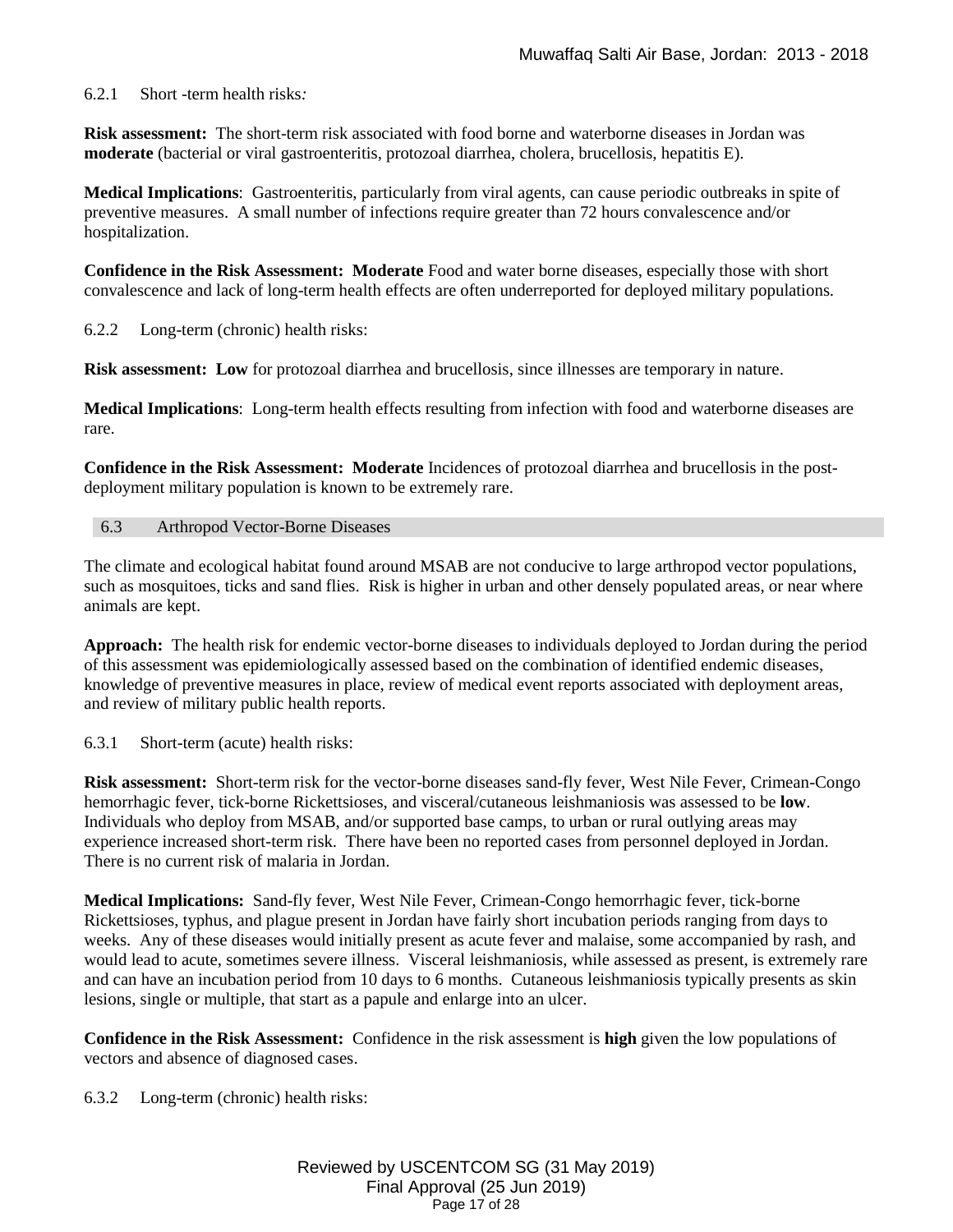6.2.1 Short -term health risks*:*

**Risk assessment:** The short-term risk associated with food borne and waterborne diseases in Jordan was **moderate** (bacterial or viral gastroenteritis, protozoal diarrhea, cholera, brucellosis, hepatitis E).

**Medical Implications**: Gastroenteritis, particularly from viral agents, can cause periodic outbreaks in spite of preventive measures. A small number of infections require greater than 72 hours convalescence and/or hospitalization.

**Confidence in the Risk Assessment: Moderate** Food and water borne diseases, especially those with short convalescence and lack of long-term health effects are often underreported for deployed military populations.

6.2.2 Long-term (chronic) health risks:

**Risk assessment: Low** for protozoal diarrhea and brucellosis, since illnesses are temporary in nature.

**Medical Implications**: Long-term health effects resulting from infection with food and waterborne diseases are rare.

**Confidence in the Risk Assessment: Moderate** Incidences of protozoal diarrhea and brucellosis in the post-deployment military population is known to be extremely rare.

## 6.3 Arthropod Vector-Borne Diseases

The climate and ecological habitat found around MSAB are not conducive to large arthropod vector populations, such as mosquitoes, ticks and sand flies. Risk is higher in urban and other densely populated areas, or near where animals are kept.

**Approach:** The health risk for endemic vector-borne diseases to individuals deployed to Jordan during the period of this assessment was epidemiologically assessed based on the combination of identified endemic diseases, knowledge of preventive measures in place, review of medical event reports associated with deployment areas, and review of military public health reports.

6.3.1 Short-term (acute) health risks:

**Risk assessment:** Short-term risk for the vector-borne diseases sand-fly fever, West Nile Fever, Crimean-Congo hemorrhagic fever, tick-borne Rickettsioses, and visceral/cutaneous leishmaniosis was assessed to be **low**. Individuals who deploy from MSAB, and/or supported base camps, to urban or rural outlying areas may experience increased short-term risk. There have been no reported cases from personnel deployed in Jordan. There is no current risk of malaria in Jordan.

**Medical Implications:** Sand-fly fever, West Nile Fever, Crimean-Congo hemorrhagic fever, tick-borne Rickettsioses, typhus, and plague present in Jordan have fairly short incubation periods ranging from days to weeks. Any of these diseases would initially present as acute fever and malaise, some accompanied by rash, and would lead to acute, sometimes severe illness. Visceral leishmaniosis, while assessed as present, is extremely rare and can have an incubation period from 10 days to 6 months. Cutaneous leishmaniosis typically presents as skin lesions, single or multiple, that start as a papule and enlarge into an ulcer.

**Confidence in the Risk Assessment:** Confidence in the risk assessment is **high** given the low populations of vectors and absence of diagnosed cases.

6.3.2 Long-term (chronic) health risks: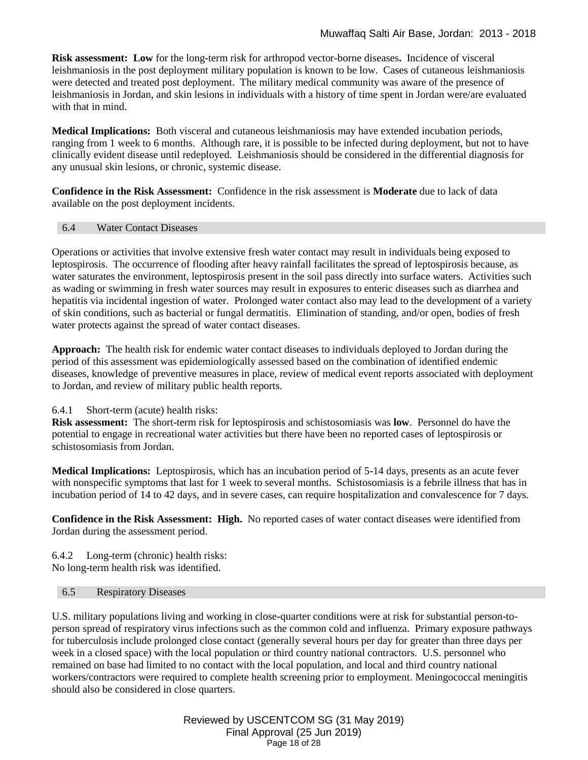**Risk assessment: Low** for the long-term risk for arthropod vector-borne diseases**.** Incidence of visceral leishmaniosis in the post deployment military population is known to be low. Cases of cutaneous leishmaniosis were detected and treated post deployment. The military medical community was aware of the presence of leishmaniosis in Jordan, and skin lesions in individuals with a history of time spent in Jordan were/are evaluated with that in mind.

**Medical Implications:** Both visceral and cutaneous leishmaniosis may have extended incubation periods, ranging from 1 week to 6 months. Although rare, it is possible to be infected during deployment, but not to have clinically evident disease until redeployed. Leishmaniosis should be considered in the differential diagnosis for any unusual skin lesions, or chronic, systemic disease.

**Confidence in the Risk Assessment:** Confidence in the risk assessment is **Moderate** due to lack of data available on the post deployment incidents.

## 6.4 Water Contact Diseases

Operations or activities that involve extensive fresh water contact may result in individuals being exposed to leptospirosis. The occurrence of flooding after heavy rainfall facilitates the spread of leptospirosis because, as water saturates the environment, leptospirosis present in the soil pass directly into surface waters. Activities such as wading or swimming in fresh water sources may result in exposures to enteric diseases such as diarrhea and hepatitis via incidental ingestion of water. Prolonged water contact also may lead to the development of a variety of skin conditions, such as bacterial or fungal dermatitis. Elimination of standing, and/or open, bodies of fresh water protects against the spread of water contact diseases.

**Approach:** The health risk for endemic water contact diseases to individuals deployed to Jordan during the period of this assessment was epidemiologically assessed based on the combination of identified endemic diseases, knowledge of preventive measures in place, review of medical event reports associated with deployment to Jordan, and review of military public health reports.

### 6.4.1 Short-term (acute) health risks:

**Risk assessment:** The short-term risk for leptospirosis and schistosomiasis was **low**. Personnel do have the potential to engage in recreational water activities but there have been no reported cases of leptospirosis or schistosomiasis from Jordan.

**Medical Implications:** Leptospirosis, which has an incubation period of 5-14 days, presents as an acute fever with nonspecific symptoms that last for 1 week to several months. Schistosomiasis is a febrile illness that has in incubation period of 14 to 42 days, and in severe cases, can require hospitalization and convalescence for 7 days.

**Confidence in the Risk Assessment: High.** No reported cases of water contact diseases were identified from Jordan during the assessment period.

### 6.4.2 Long-term (chronic) health risks:

No long-term health risk was identified.

## 6.5 Respiratory Diseases

U.S. military populations living and working in close-quarter conditions were at risk for substantial person-to-person spread of respiratory virus infections such as the common cold and influenza. Primary exposure pathways for tuberculosis include prolonged close contact (generally several hours per day for greater than three days per week in a closed space) with the local population or third country national contractors. U.S. personnel who remained on base had limited to no contact with the local population, and local and third country national workers/contractors were required to complete health screening prior to employment. Meningococcal meningitis should also be considered in close quarters.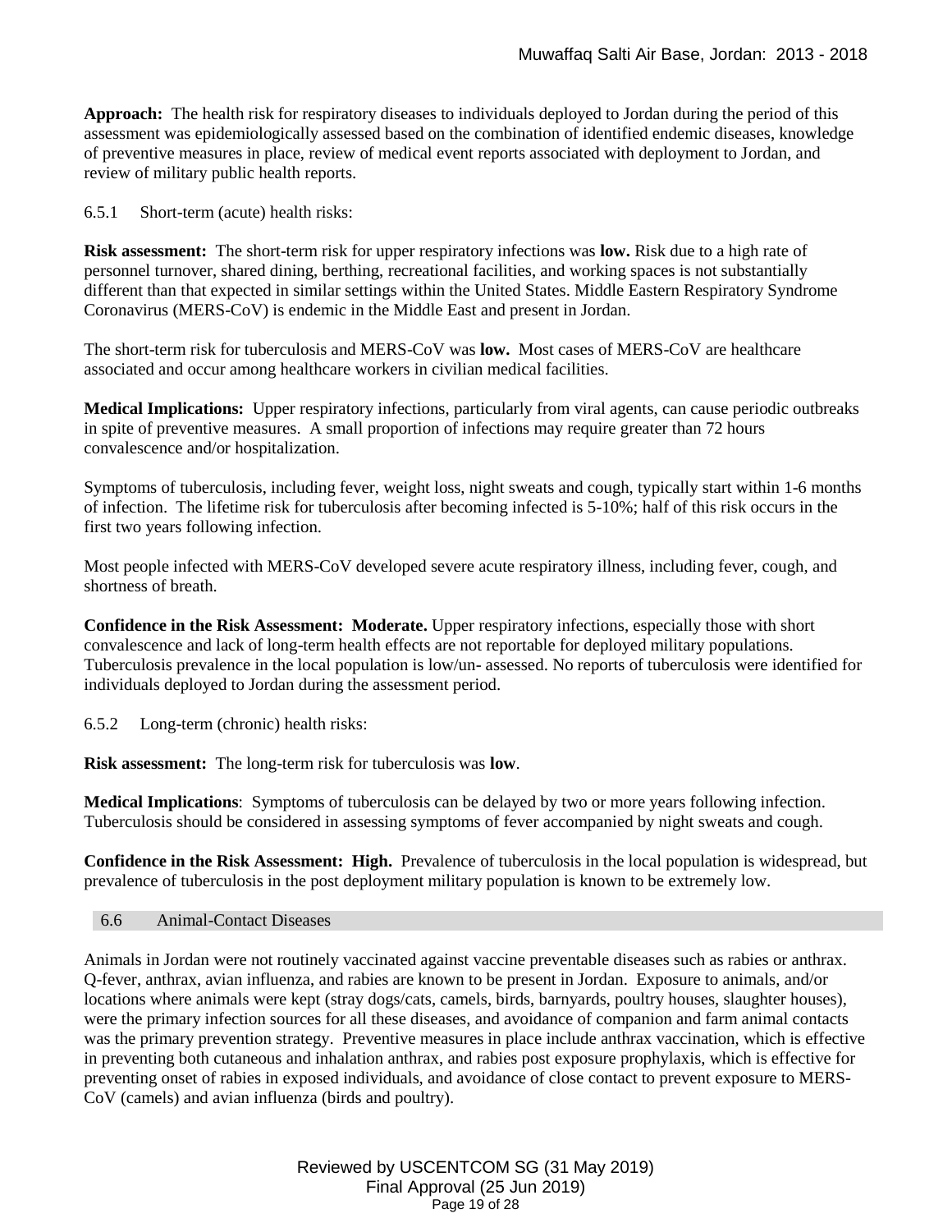**Approach:** The health risk for respiratory diseases to individuals deployed to Jordan during the period of this assessment was epidemiologically assessed based on the combination of identified endemic diseases, knowledge of preventive measures in place, review of medical event reports associated with deployment to Jordan, and review of military public health reports.

6.5.1 Short-term (acute) health risks:

**Risk assessment:** The short-term risk for upper respiratory infections was **low.** Risk due to a high rate of personnel turnover, shared dining, berthing, recreational facilities, and working spaces is not substantially different than that expected in similar settings within the United States. Middle Eastern Respiratory Syndrome Coronavirus (MERS-CoV) is endemic in the Middle East and present in Jordan.

The short-term risk for tuberculosis and MERS-CoV was **low.** Most cases of MERS-CoV are healthcare associated and occur among healthcare workers in civilian medical facilities.

**Medical Implications:** Upper respiratory infections, particularly from viral agents, can cause periodic outbreaks in spite of preventive measures. A small proportion of infections may require greater than 72 hours convalescence and/or hospitalization.

Symptoms of tuberculosis, including fever, weight loss, night sweats and cough, typically start within 1-6 months of infection. The lifetime risk for tuberculosis after becoming infected is 5-10%; half of this risk occurs in the first two years following infection.

Most people infected with MERS-CoV developed severe acute respiratory illness, including fever, cough, and shortness of breath.

**Confidence in the Risk Assessment: Moderate.** Upper respiratory infections, especially those with short convalescence and lack of long-term health effects are not reportable for deployed military populations. Tuberculosis prevalence in the local population is low/un- assessed. No reports of tuberculosis were identified for individuals deployed to Jordan during the assessment period.

6.5.2 Long-term (chronic) health risks:

**Risk assessment:** The long-term risk for tuberculosis was **low**.

**Medical Implications**: Symptoms of tuberculosis can be delayed by two or more years following infection. Tuberculosis should be considered in assessing symptoms of fever accompanied by night sweats and cough.

**Confidence in the Risk Assessment: High.** Prevalence of tuberculosis in the local population is widespread, but prevalence of tuberculosis in the post deployment military population is known to be extremely low.

## 6.6 Animal-Contact Diseases

Animals in Jordan were not routinely vaccinated against vaccine preventable diseases such as rabies or anthrax. Q-fever, anthrax, avian influenza, and rabies are known to be present in Jordan. Exposure to animals, and/or locations where animals were kept (stray dogs/cats, camels, birds, barnyards, poultry houses, slaughter houses), were the primary infection sources for all these diseases, and avoidance of companion and farm animal contacts was the primary prevention strategy. Preventive measures in place include anthrax vaccination, which is effective in preventing both cutaneous and inhalation anthrax, and rabies post exposure prophylaxis, which is effective for preventing onset of rabies in exposed individuals, and avoidance of close contact to prevent exposure to MERS-CoV (camels) and avian influenza (birds and poultry).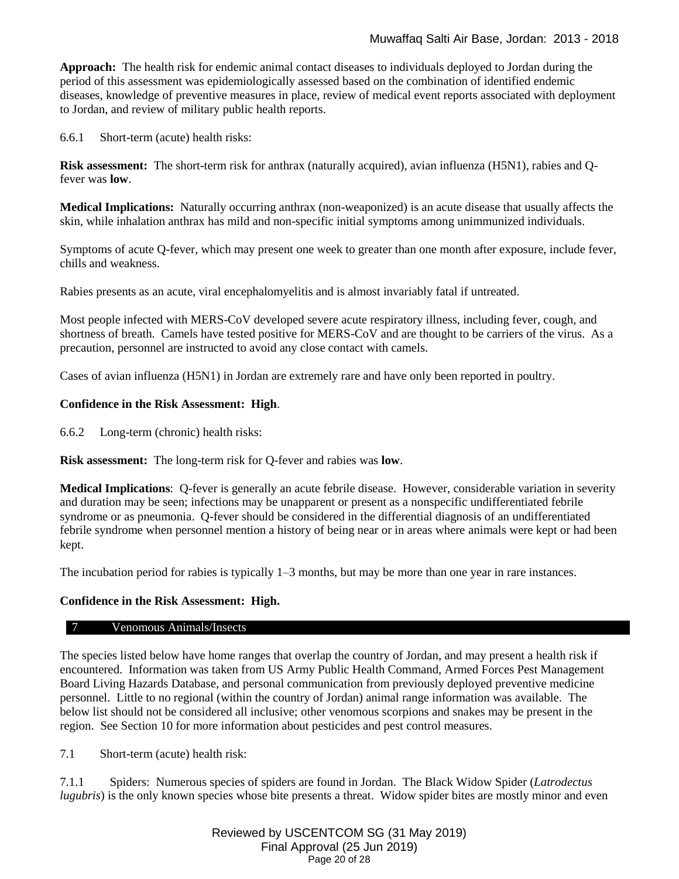**Approach:** The health risk for endemic animal contact diseases to individuals deployed to Jordan during the period of this assessment was epidemiologically assessed based on the combination of identified endemic diseases, knowledge of preventive measures in place, review of medical event reports associated with deployment to Jordan, and review of military public health reports.

6.6.1 Short-term (acute) health risks:

**Risk assessment:** The short-term risk for anthrax (naturally acquired), avian influenza (H5N1), rabies and Q-fever was **low**.

**Medical Implications:** Naturally occurring anthrax (non-weaponized) is an acute disease that usually affects the skin, while inhalation anthrax has mild and non-specific initial symptoms among unimmunized individuals.

Symptoms of acute Q-fever, which may present one week to greater than one month after exposure, include fever, chills and weakness.

Rabies presents as an acute, viral encephalomyelitis and is almost invariably fatal if untreated.

Most people infected with MERS-CoV developed severe acute respiratory illness, including fever, cough, and shortness of breath. Camels have tested positive for MERS-CoV and are thought to be carriers of the virus. As a precaution, personnel are instructed to avoid any close contact with camels.

Cases of avian influenza (H5N1) in Jordan are extremely rare and have only been reported in poultry.

**Confidence in the Risk Assessment: High**.

6.6.2 Long-term (chronic) health risks:

**Risk assessment:** The long-term risk for Q-fever and rabies was **low**.

**Medical Implications**: Q-fever is generally an acute febrile disease. However, considerable variation in severity and duration may be seen; infections may be unapparent or present as a nonspecific undifferentiated febrile syndrome or as pneumonia. Q-fever should be considered in the differential diagnosis of an undifferentiated febrile syndrome when personnel mention a history of being near or in areas where animals were kept or had been kept.

The incubation period for rabies is typically 1–3 months, but may be more than one year in rare instances.

**Confidence in the Risk Assessment: High.**

## 7 Venomous Animals/Insects

The species listed below have home ranges that overlap the country of Jordan, and may present a health risk if encountered. Information was taken from US Army Public Health Command, Armed Forces Pest Management Board Living Hazards Database, and personal communication from previously deployed preventive medicine personnel. Little to no regional (within the country of Jordan) animal range information was available. The below list should not be considered all inclusive; other venomous scorpions and snakes may be present in the region. See Section 10 for more information about pesticides and pest control measures.

7.1 Short-term (acute) health risk:

7.1.1 Spiders: Numerous species of spiders are found in Jordan. The Black Widow Spider (*Latrodectus lugubris*) is the only known species whose bite presents a threat. Widow spider bites are mostly minor and even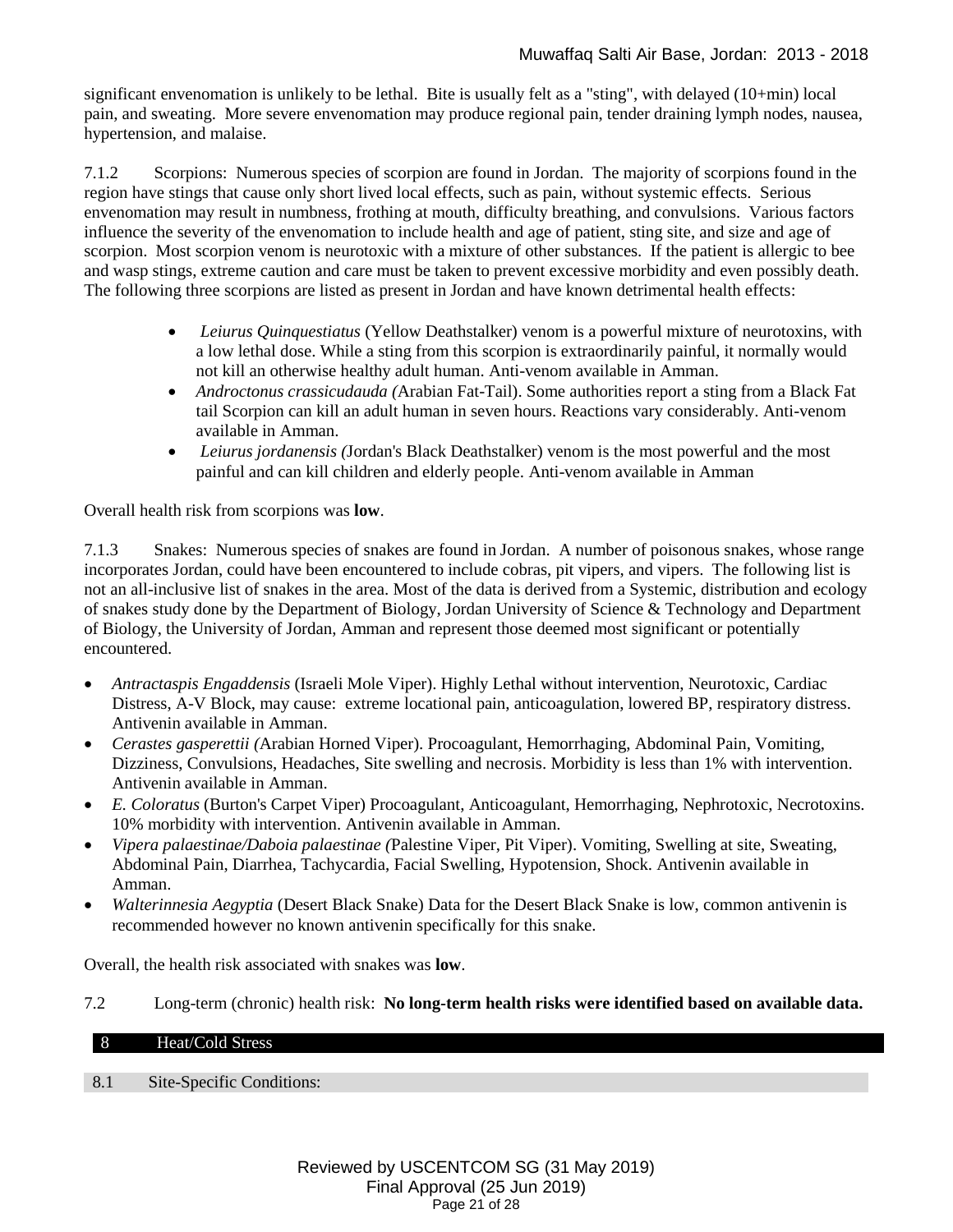significant envenomation is unlikely to be lethal. Bite is usually felt as a "sting", with delayed (10+min) local pain, and sweating. More severe envenomation may produce regional pain, tender draining lymph nodes, nausea, hypertension, and malaise.

7.1.2 Scorpions: Numerous species of scorpion are found in Jordan. The majority of scorpions found in the region have stings that cause only short lived local effects, such as pain, without systemic effects. Serious envenomation may result in numbness, frothing at mouth, difficulty breathing, and convulsions. Various factors influence the severity of the envenomation to include health and age of patient, sting site, and size and age of scorpion. Most scorpion venom is neurotoxic with a mixture of other substances. If the patient is allergic to bee and wasp stings, extreme caution and care must be taken to prevent excessive morbidity and even possibly death. The following three scorpions are listed as present in Jordan and have known detrimental health effects:

- *Leiurus Quinquestiatus* (Yellow Deathstalker) venom is a powerful mixture of neurotoxins, with a low lethal dose. While a sting from this scorpion is extraordinarily painful, it normally would not kill an otherwise healthy adult human. Anti-venom available in Amman.
- *Androctonus crassicudauda (*Arabian Fat-Tail). Some authorities report a sting from a Black Fat tail Scorpion can kill an adult human in seven hours. Reactions vary considerably. Anti-venom available in Amman.
- *Leiurus jordanensis (*Jordan's Black Deathstalker) venom is the most powerful and the most painful and can kill children and elderly people. Anti-venom available in Amman

Overall health risk from scorpions was **low**.

7.1.3 Snakes: Numerous species of snakes are found in Jordan. A number of poisonous snakes, whose range incorporates Jordan, could have been encountered to include cobras, pit vipers, and vipers. The following list is not an all-inclusive list of snakes in the area. Most of the data is derived from a Systemic, distribution and ecology of snakes study done by the Department of Biology, Jordan University of Science & Technology and Department of Biology, the University of Jordan, Amman and represent those deemed most significant or potentially encountered.

- *Antractaspis Engaddensis* (Israeli Mole Viper). Highly Lethal without intervention, Neurotoxic, Cardiac Distress, A-V Block, may cause: extreme locational pain, anticoagulation, lowered BP, respiratory distress. Antivenin available in Amman.
- *Cerastes gasperettii (*Arabian Horned Viper). Procoagulant, Hemorrhaging, Abdominal Pain, Vomiting, Dizziness, Convulsions, Headaches, Site swelling and necrosis. Morbidity is less than 1% with intervention. Antivenin available in Amman.
- *E. Coloratus* (Burton's Carpet Viper) Procoagulant, Anticoagulant, Hemorrhaging, Nephrotoxic, Necrotoxins. 10% morbidity with intervention. Antivenin available in Amman.
- *Vipera palaestinae/Daboia palaestinae (*Palestine Viper, Pit Viper). Vomiting, Swelling at site, Sweating, Abdominal Pain, Diarrhea, Tachycardia, Facial Swelling, Hypotension, Shock. Antivenin available in Amman.
- *Walterinnesia Aegyptia* (Desert Black Snake) Data for the Desert Black Snake is low, common antivenin is recommended however no known antivenin specifically for this snake.

Overall, the health risk associated with snakes was **low**.

7.2 Long-term (chronic) health risk: **No long-term health risks were identified based on available data.**

## 8 Heat/Cold Stress

### 8.1 Site-Specific Conditions: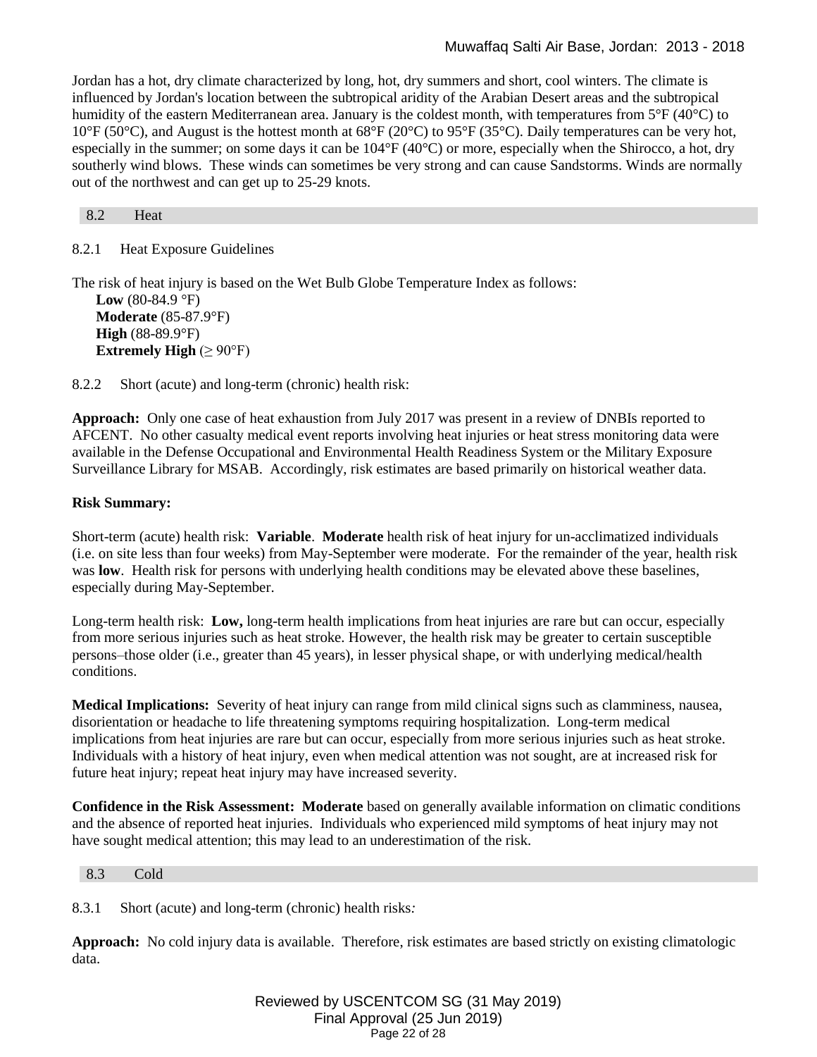Jordan has a hot, dry climate characterized by long, hot, dry summers and short, cool winters. The climate is influenced by Jordan's location between the subtropical aridity of the Arabian Desert areas and the subtropical humidity of the eastern Mediterranean area. January is the coldest month, with temperatures from 5°F (40°C) to 10°F (50°C), and August is the hottest month at 68°F (20°C) to 95°F (35°C). Daily temperatures can be very hot, especially in the summer; on some days it can be 104°F (40°C) or more, especially when the Shirocco, a hot, dry southerly wind blows. These winds can sometimes be very strong and can cause Sandstorms. Winds are normally out of the northwest and can get up to 25-29 knots.

## 8.2 Heat

### 8.2.1 Heat Exposure Guidelines

The risk of heat injury is based on the Wet Bulb Globe Temperature Index as follows:

- **Low** (80-84.9 °F)
- **Moderate** (85-87.9°F)
- **High** (88-89.9°F)
- **Extremely High** (≥ 90°F)

### 8.2.2 Short (acute) and long-term (chronic) health risk:

**Approach:** Only one case of heat exhaustion from July 2017 was present in a review of DNBIs reported to AFCENT. No other casualty medical event reports involving heat injuries or heat stress monitoring data were available in the Defense Occupational and Environmental Health Readiness System or the Military Exposure Surveillance Library for MSAB. Accordingly, risk estimates are based primarily on historical weather data.

**Risk Summary:**

Short-term (acute) health risk: **Variable**. **Moderate** health risk of heat injury for un-acclimatized individuals (i.e. on site less than four weeks) from May-September were moderate. For the remainder of the year, health risk was **low**. Health risk for persons with underlying health conditions may be elevated above these baselines, especially during May-September.

Long-term health risk: **Low,** long-term health implications from heat injuries are rare but can occur, especially from more serious injuries such as heat stroke. However, the health risk may be greater to certain susceptible persons–those older (i.e., greater than 45 years), in lesser physical shape, or with underlying medical/health conditions.

**Medical Implications:** Severity of heat injury can range from mild clinical signs such as clamminess, nausea, disorientation or headache to life threatening symptoms requiring hospitalization. Long-term medical implications from heat injuries are rare but can occur, especially from more serious injuries such as heat stroke. Individuals with a history of heat injury, even when medical attention was not sought, are at increased risk for future heat injury; repeat heat injury may have increased severity.

**Confidence in the Risk Assessment: Moderate** based on generally available information on climatic conditions and the absence of reported heat injuries. Individuals who experienced mild symptoms of heat injury may not have sought medical attention; this may lead to an underestimation of the risk.

## 8.3 Cold

### 8.3.1 Short (acute) and long-term (chronic) health risks*:*

**Approach:** No cold injury data is available. Therefore, risk estimates are based strictly on existing climatologic data.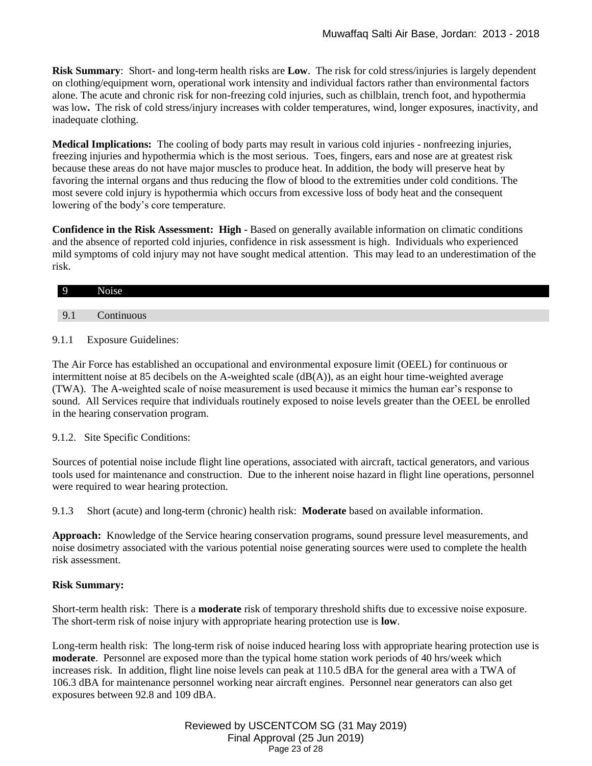**Risk Summary**: Short- and long-term health risks are **Low**. The risk for cold stress/injuries is largely dependent on clothing/equipment worn, operational work intensity and individual factors rather than environmental factors alone. The acute and chronic risk for non-freezing cold injuries, such as chilblain, trench foot, and hypothermia was low**.** The risk of cold stress/injury increases with colder temperatures, wind, longer exposures, inactivity, and inadequate clothing.

**Medical Implications:** The cooling of body parts may result in various cold injuries - nonfreezing injuries, freezing injuries and hypothermia which is the most serious. Toes, fingers, ears and nose are at greatest risk because these areas do not have major muscles to produce heat. In addition, the body will preserve heat by favoring the internal organs and thus reducing the flow of blood to the extremities under cold conditions. The most severe cold injury is hypothermia which occurs from excessive loss of body heat and the consequent lowering of the body's core temperature.

**Confidence in the Risk Assessment: High** - Based on generally available information on climatic conditions and the absence of reported cold injuries, confidence in risk assessment is high. Individuals who experienced mild symptoms of cold injury may not have sought medical attention. This may lead to an underestimation of the risk.

# 9 Noise

## 9.1 Continuous

9.1.1 Exposure Guidelines:

The Air Force has established an occupational and environmental exposure limit (OEEL) for continuous or intermittent noise at 85 decibels on the A-weighted scale (dB(A)), as an eight hour time-weighted average (TWA). The A-weighted scale of noise measurement is used because it mimics the human ear's response to sound. All Services require that individuals routinely exposed to noise levels greater than the OEEL be enrolled in the hearing conservation program.

9.1.2. Site Specific Conditions:

Sources of potential noise include flight line operations, associated with aircraft, tactical generators, and various tools used for maintenance and construction. Due to the inherent noise hazard in flight line operations, personnel were required to wear hearing protection.

9.1.3 Short (acute) and long-term (chronic) health risk: **Moderate** based on available information.

**Approach:** Knowledge of the Service hearing conservation programs, sound pressure level measurements, and noise dosimetry associated with the various potential noise generating sources were used to complete the health risk assessment.

**Risk Summary:**

Short-term health risk: There is a **moderate** risk of temporary threshold shifts due to excessive noise exposure. The short-term risk of noise injury with appropriate hearing protection use is **low**.

Long-term health risk: The long-term risk of noise induced hearing loss with appropriate hearing protection use is **moderate**. Personnel are exposed more than the typical home station work periods of 40 hrs/week which increases risk. In addition, flight line noise levels can peak at 110.5 dBA for the general area with a TWA of 106.3 dBA for maintenance personnel working near aircraft engines. Personnel near generators can also get exposures between 92.8 and 109 dBA.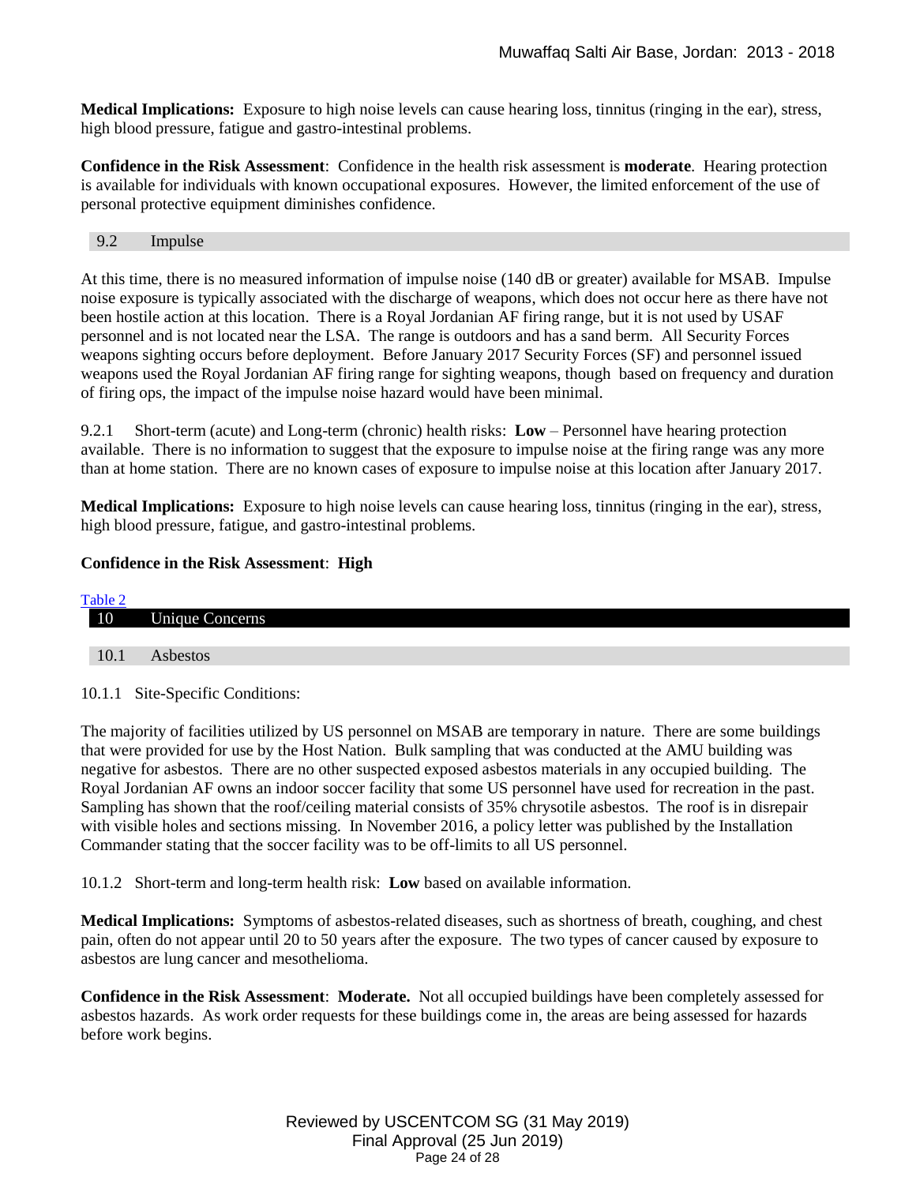**Medical Implications:** Exposure to high noise levels can cause hearing loss, tinnitus (ringing in the ear), stress, high blood pressure, fatigue and gastro-intestinal problems.

**Confidence in the Risk Assessment**: Confidence in the health risk assessment is **moderate**. Hearing protection is available for individuals with known occupational exposures. However, the limited enforcement of the use of personal protective equipment diminishes confidence.

### 9.2 Impulse

At this time, there is no measured information of impulse noise (140 dB or greater) available for MSAB. Impulse noise exposure is typically associated with the discharge of weapons, which does not occur here as there have not been hostile action at this location. There is a Royal Jordanian AF firing range, but it is not used by USAF personnel and is not located near the LSA. The range is outdoors and has a sand berm. All Security Forces weapons sighting occurs before deployment. Before January 2017 Security Forces (SF) and personnel issued weapons used the Royal Jordanian AF firing range for sighting weapons, though based on frequency and duration of firing ops, the impact of the impulse noise hazard would have been minimal.

9.2.1 Short-term (acute) and Long-term (chronic) health risks: **Low** – Personnel have hearing protection available. There is no information to suggest that the exposure to impulse noise at the firing range was any more than at home station. There are no known cases of exposure to impulse noise at this location after January 2017.

**Medical Implications:** Exposure to high noise levels can cause hearing loss, tinnitus (ringing in the ear), stress, high blood pressure, fatigue, and gastro-intestinal problems.

**Confidence in the Risk Assessment**: **High**

Table 2

## 10 Unique Concerns

### 10.1 Asbestos

10.1.1 Site-Specific Conditions:

The majority of facilities utilized by US personnel on MSAB are temporary in nature. There are some buildings that were provided for use by the Host Nation. Bulk sampling that was conducted at the AMU building was negative for asbestos. There are no other suspected exposed asbestos materials in any occupied building. The Royal Jordanian AF owns an indoor soccer facility that some US personnel have used for recreation in the past. Sampling has shown that the roof/ceiling material consists of 35% chrysotile asbestos. The roof is in disrepair with visible holes and sections missing. In November 2016, a policy letter was published by the Installation Commander stating that the soccer facility was to be off-limits to all US personnel.

10.1.2 Short-term and long-term health risk: **Low** based on available information.

**Medical Implications:** Symptoms of asbestos-related diseases, such as shortness of breath, coughing, and chest pain, often do not appear until 20 to 50 years after the exposure. The two types of cancer caused by exposure to asbestos are lung cancer and mesothelioma.

**Confidence in the Risk Assessment**: **Moderate.** Not all occupied buildings have been completely assessed for asbestos hazards. As work order requests for these buildings come in, the areas are being assessed for hazards before work begins.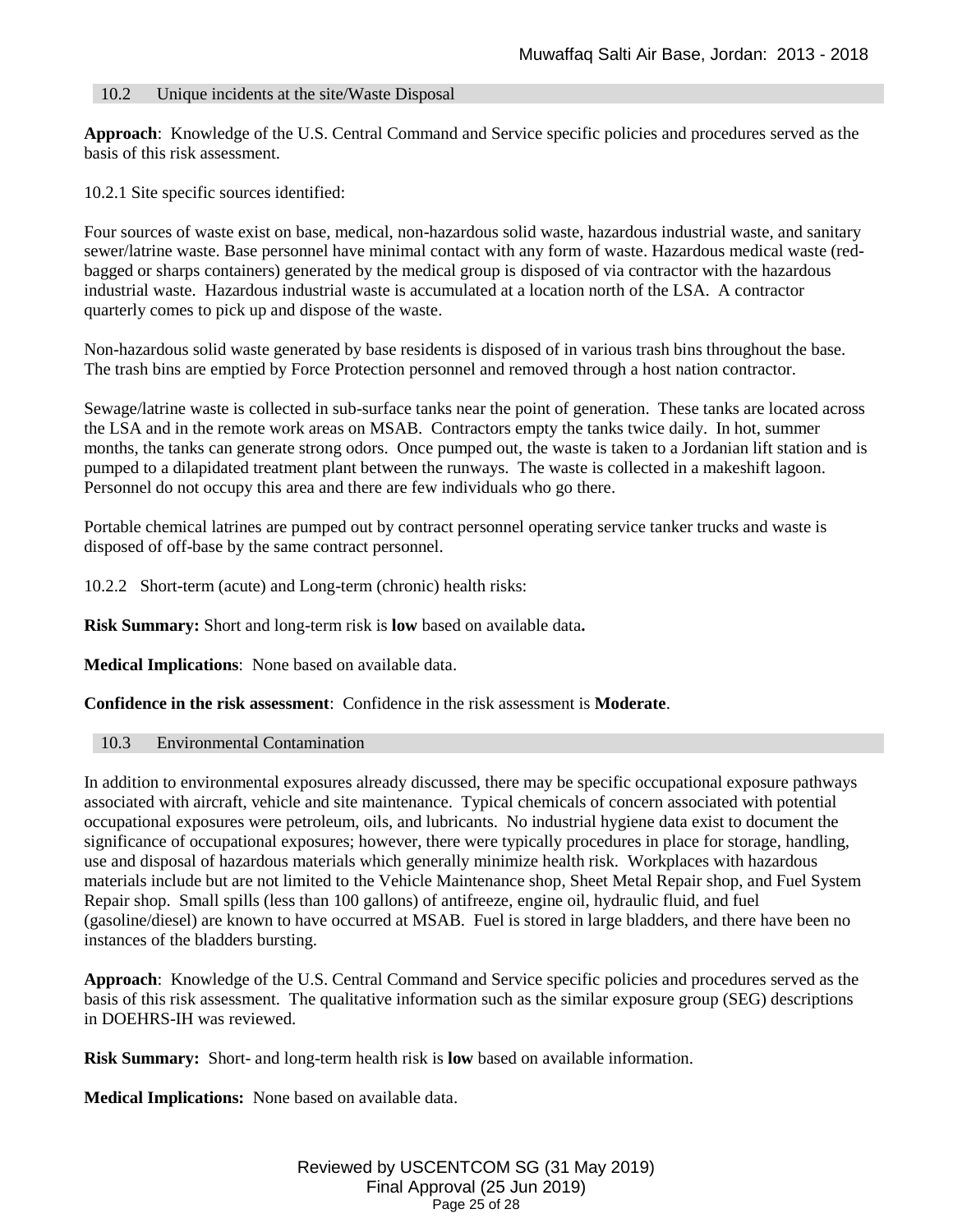## 10.2 Unique incidents at the site/Waste Disposal

**Approach**: Knowledge of the U.S. Central Command and Service specific policies and procedures served as the basis of this risk assessment.

10.2.1 Site specific sources identified:

Four sources of waste exist on base, medical, non-hazardous solid waste, hazardous industrial waste, and sanitary sewer/latrine waste. Base personnel have minimal contact with any form of waste. Hazardous medical waste (red-bagged or sharps containers) generated by the medical group is disposed of via contractor with the hazardous industrial waste. Hazardous industrial waste is accumulated at a location north of the LSA. A contractor quarterly comes to pick up and dispose of the waste.

Non-hazardous solid waste generated by base residents is disposed of in various trash bins throughout the base. The trash bins are emptied by Force Protection personnel and removed through a host nation contractor.

Sewage/latrine waste is collected in sub-surface tanks near the point of generation. These tanks are located across the LSA and in the remote work areas on MSAB. Contractors empty the tanks twice daily. In hot, summer months, the tanks can generate strong odors. Once pumped out, the waste is taken to a Jordanian lift station and is pumped to a dilapidated treatment plant between the runways. The waste is collected in a makeshift lagoon. Personnel do not occupy this area and there are few individuals who go there.

Portable chemical latrines are pumped out by contract personnel operating service tanker trucks and waste is disposed of off-base by the same contract personnel.

10.2.2 Short-term (acute) and Long-term (chronic) health risks:

**Risk Summary:** Short and long-term risk is **low** based on available data**.**

**Medical Implications**: None based on available data.

**Confidence in the risk assessment**: Confidence in the risk assessment is **Moderate**.

## 10.3 Environmental Contamination

In addition to environmental exposures already discussed, there may be specific occupational exposure pathways associated with aircraft, vehicle and site maintenance. Typical chemicals of concern associated with potential occupational exposures were petroleum, oils, and lubricants. No industrial hygiene data exist to document the significance of occupational exposures; however, there were typically procedures in place for storage, handling, use and disposal of hazardous materials which generally minimize health risk. Workplaces with hazardous materials include but are not limited to the Vehicle Maintenance shop, Sheet Metal Repair shop, and Fuel System Repair shop. Small spills (less than 100 gallons) of antifreeze, engine oil, hydraulic fluid, and fuel (gasoline/diesel) are known to have occurred at MSAB. Fuel is stored in large bladders, and there have been no instances of the bladders bursting.

**Approach**: Knowledge of the U.S. Central Command and Service specific policies and procedures served as the basis of this risk assessment. The qualitative information such as the similar exposure group (SEG) descriptions in DOEHRS-IH was reviewed.

**Risk Summary:** Short- and long-term health risk is **low** based on available information.

**Medical Implications:** None based on available data.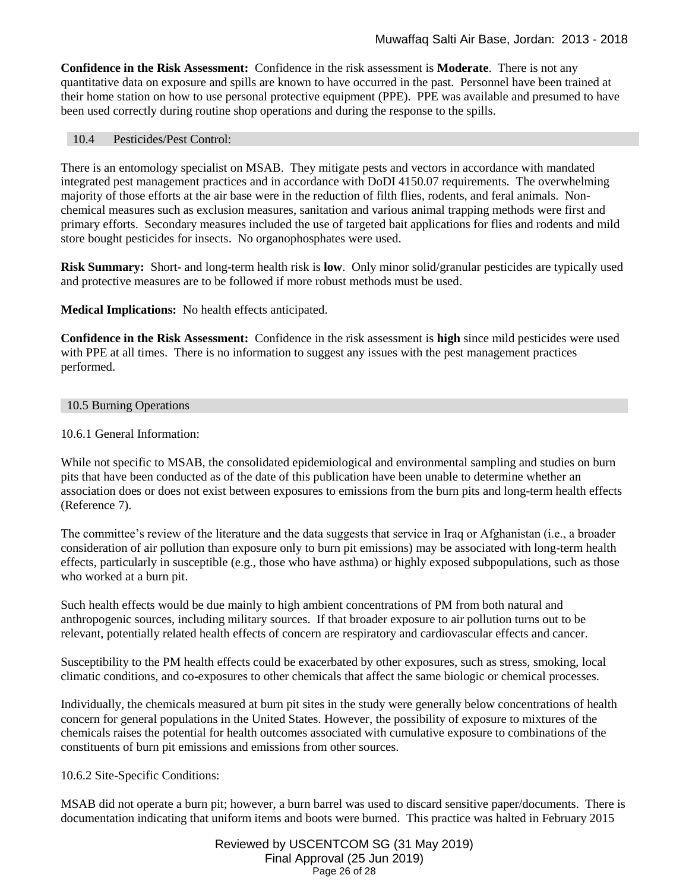**Confidence in the Risk Assessment:** Confidence in the risk assessment is **Moderate**. There is not any quantitative data on exposure and spills are known to have occurred in the past. Personnel have been trained at their home station on how to use personal protective equipment (PPE). PPE was available and presumed to have been used correctly during routine shop operations and during the response to the spills.

### 10.4 Pesticides/Pest Control:

There is an entomology specialist on MSAB. They mitigate pests and vectors in accordance with mandated integrated pest management practices and in accordance with DoDI 4150.07 requirements. The overwhelming majority of those efforts at the air base were in the reduction of filth flies, rodents, and feral animals. Non-chemical measures such as exclusion measures, sanitation and various animal trapping methods were first and primary efforts. Secondary measures included the use of targeted bait applications for flies and rodents and mild store bought pesticides for insects. No organophosphates were used.

**Risk Summary:** Short- and long-term health risk is **low**. Only minor solid/granular pesticides are typically used and protective measures are to be followed if more robust methods must be used.

**Medical Implications:** No health effects anticipated.

**Confidence in the Risk Assessment:** Confidence in the risk assessment is **high** since mild pesticides were used with PPE at all times. There is no information to suggest any issues with the pest management practices performed.

### 10.5 Burning Operations

10.6.1 General Information:

While not specific to MSAB, the consolidated epidemiological and environmental sampling and studies on burn pits that have been conducted as of the date of this publication have been unable to determine whether an association does or does not exist between exposures to emissions from the burn pits and long-term health effects (Reference 7).

The committee's review of the literature and the data suggests that service in Iraq or Afghanistan (i.e., a broader consideration of air pollution than exposure only to burn pit emissions) may be associated with long-term health effects, particularly in susceptible (e.g., those who have asthma) or highly exposed subpopulations, such as those who worked at a burn pit.

Such health effects would be due mainly to high ambient concentrations of PM from both natural and anthropogenic sources, including military sources. If that broader exposure to air pollution turns out to be relevant, potentially related health effects of concern are respiratory and cardiovascular effects and cancer.

Susceptibility to the PM health effects could be exacerbated by other exposures, such as stress, smoking, local climatic conditions, and co-exposures to other chemicals that affect the same biologic or chemical processes.

Individually, the chemicals measured at burn pit sites in the study were generally below concentrations of health concern for general populations in the United States. However, the possibility of exposure to mixtures of the chemicals raises the potential for health outcomes associated with cumulative exposure to combinations of the constituents of burn pit emissions and emissions from other sources.

10.6.2 Site-Specific Conditions:

MSAB did not operate a burn pit; however, a burn barrel was used to discard sensitive paper/documents. There is documentation indicating that uniform items and boots were burned. This practice was halted in February 2015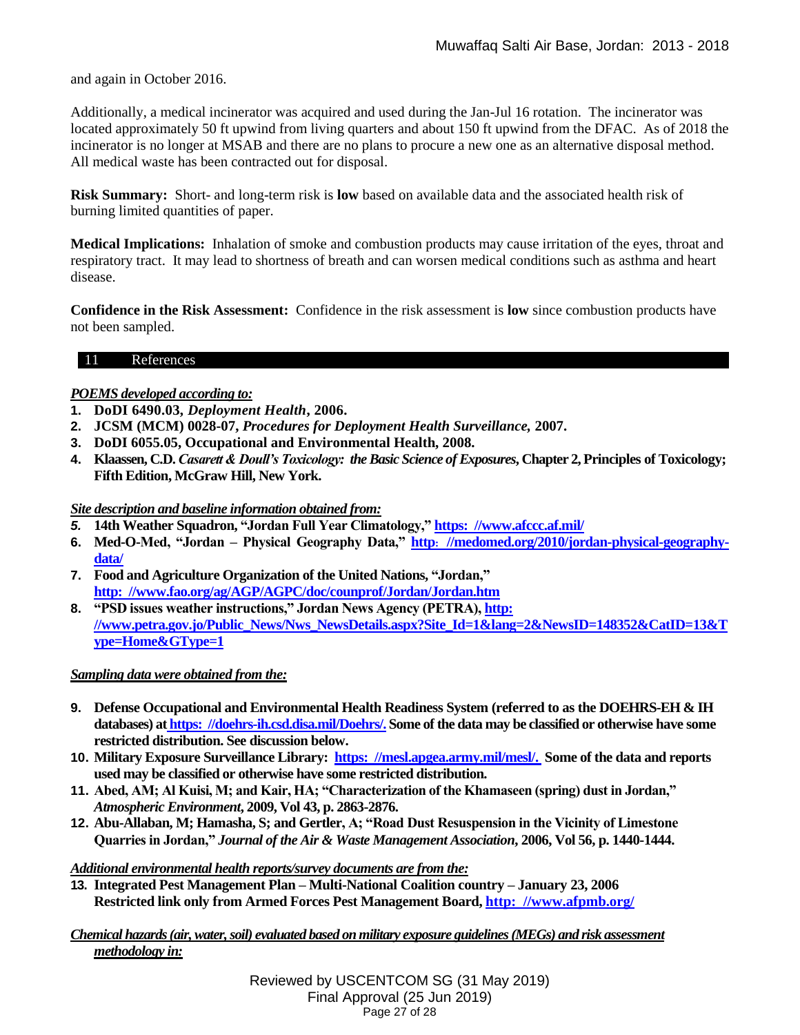and again in October 2016.

Additionally, a medical incinerator was acquired and used during the Jan-Jul 16 rotation. The incinerator was located approximately 50 ft upwind from living quarters and about 150 ft upwind from the DFAC. As of 2018 the incinerator is no longer at MSAB and there are no plans to procure a new one as an alternative disposal method. All medical waste has been contracted out for disposal.

**Risk Summary:** Short- and long-term risk is **low** based on available data and the associated health risk of burning limited quantities of paper.

**Medical Implications:** Inhalation of smoke and combustion products may cause irritation of the eyes, throat and respiratory tract. It may lead to shortness of breath and can worsen medical conditions such as asthma and heart disease.

**Confidence in the Risk Assessment:** Confidence in the risk assessment is **low** since combustion products have not been sampled.

## 11 References

***POEMS developed according to:***

1. **DoDI 6490.03, *Deployment Health*, 2006.**
2. **JCSM (MCM) 0028-07, *Procedures for Deployment Health Surveillance,* 2007.**
3. **DoDI 6055.05, Occupational and Environmental Health, 2008.**
4. **Klaassen, C.D. *Casarett & Doull's Toxicology: the Basic Science of Exposures*, Chapter 2, Principles of Toxicology; Fifth Edition, McGraw Hill, New York.**

***Site description and baseline information obtained from:***

5. **14th Weather Squadron, "Jordan Full Year Climatology," https: //www.afccc.af.mil/**
6. **Med-O-Med, "Jordan – Physical Geography Data," http: //medomed.org/2010/jordan-physical-geography-data/**
7. **Food and Agriculture Organization of the United Nations, "Jordan," http: //www.fao.org/ag/AGP/AGPC/doc/counprof/Jordan/Jordan.htm**
8. **"PSD issues weather instructions," Jordan News Agency (PETRA), http: //www.petra.gov.jo/Public_News/Nws_NewsDetails.aspx?Site_Id=1&lang=2&NewsID=148352&CatID=13&Type=Home&GType=1**

***Sampling data were obtained from the:***

9. **Defense Occupational and Environmental Health Readiness System (referred to as the DOEHRS-EH & IH databases) at https: //doehrs-ih.csd.disa.mil/Doehrs/. Some of the data may be classified or otherwise have some restricted distribution. See discussion below.**
10. **Military Exposure Surveillance Library: https: //mesl.apgea.army.mil/mesl/. Some of the data and reports used may be classified or otherwise have some restricted distribution.**
11. **Abed, AM; Al Kuisi, M; and Kair, HA; "Characterization of the Khamaseen (spring) dust in Jordan," *Atmospheric Environment*, 2009, Vol 43, p. 2863-2876.**
12. **Abu-Allaban, M; Hamasha, S; and Gertler, A; "Road Dust Resuspension in the Vicinity of Limestone Quarries in Jordan," *Journal of the Air & Waste Management Association*, 2006, Vol 56, p. 1440-1444.**

***Additional environmental health reports/survey documents are from the:***

13. **Integrated Pest Management Plan – Multi-National Coalition country – January 23, 2006 Restricted link only from Armed Forces Pest Management Board, http: //www.afpmb.org/**

***Chemical hazards (air, water, soil) evaluated based on military exposure guidelines (MEGs) and risk assessment methodology in:***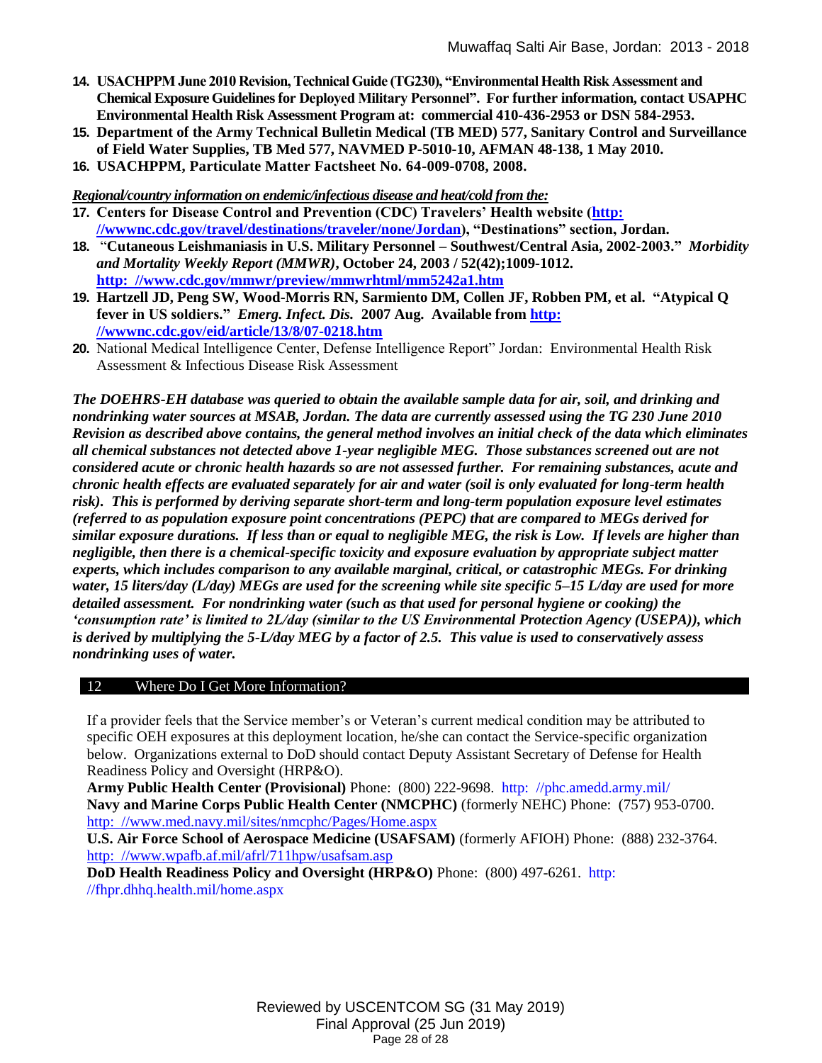14. **USACHPPM June 2010 Revision, Technical Guide (TG230), "Environmental Health Risk Assessment and Chemical Exposure Guidelines for Deployed Military Personnel". For further information, contact USAPHC Environmental Health Risk Assessment Program at: commercial 410-436-2953 or DSN 584-2953.**
15. **Department of the Army Technical Bulletin Medical (TB MED) 577, Sanitary Control and Surveillance of Field Water Supplies, TB Med 577, NAVMED P-5010-10, AFMAN 48-138, 1 May 2010.**
16. **USACHPPM, Particulate Matter Factsheet No. 64-009-0708, 2008.**

***Regional/country information on endemic/infectious disease and heat/cold from the:***

17. **Centers for Disease Control and Prevention (CDC) Travelers' Health website (http: //wwwnc.cdc.gov/travel/destinations/traveler/none/Jordan), "Destinations" section, Jordan.**
18. **"Cutaneous Leishmaniasis in U.S. Military Personnel – Southwest/Central Asia, 2002-2003."** ***Morbidity and Mortality Weekly Report (MMWR)*****, October 24, 2003 / 52(42);1009-1012. http: //www.cdc.gov/mmwr/preview/mmwrhtml/mm5242a1.htm**
19. **Hartzell JD, Peng SW, Wood-Morris RN, Sarmiento DM, Collen JF, Robben PM, et al. "Atypical Q fever in US soldiers."** ***Emerg. Infect. Dis.*** **2007 Aug. Available from http: //wwwnc.cdc.gov/eid/article/13/8/07-0218.htm**
20. National Medical Intelligence Center, Defense Intelligence Report" Jordan: Environmental Health Risk Assessment & Infectious Disease Risk Assessment

***The DOEHRS-EH database was queried to obtain the available sample data for air, soil, and drinking and nondrinking water sources at MSAB, Jordan. The data are currently assessed using the TG 230 June 2010 Revision as described above contains, the general method involves an initial check of the data which eliminates all chemical substances not detected above 1-year negligible MEG. Those substances screened out are not considered acute or chronic health hazards so are not assessed further. For remaining substances, acute and chronic health effects are evaluated separately for air and water (soil is only evaluated for long-term health risk). This is performed by deriving separate short-term and long-term population exposure level estimates (referred to as population exposure point concentrations (PEPC) that are compared to MEGs derived for similar exposure durations. If less than or equal to negligible MEG, the risk is Low. If levels are higher than negligible, then there is a chemical-specific toxicity and exposure evaluation by appropriate subject matter experts, which includes comparison to any available marginal, critical, or catastrophic MEGs. For drinking water, 15 liters/day (L/day) MEGs are used for the screening while site specific 5–15 L/day are used for more detailed assessment. For nondrinking water (such as that used for personal hygiene or cooking) the 'consumption rate' is limited to 2L/day (similar to the US Environmental Protection Agency (USEPA)), which is derived by multiplying the 5-L/day MEG by a factor of 2.5. This value is used to conservatively assess nondrinking uses of water.***

## 12 Where Do I Get More Information?

If a provider feels that the Service member's or Veteran's current medical condition may be attributed to specific OEH exposures at this deployment location, he/she can contact the Service-specific organization below. Organizations external to DoD should contact Deputy Assistant Secretary of Defense for Health Readiness Policy and Oversight (HRP&O).

**Army Public Health Center (Provisional)** Phone: (800) 222-9698. http: //phc.amedd.army.mil/

**Navy and Marine Corps Public Health Center (NMCPHC)** (formerly NEHC) Phone: (757) 953-0700. http: //www.med.navy.mil/sites/nmcphc/Pages/Home.aspx

**U.S. Air Force School of Aerospace Medicine (USAFSAM)** (formerly AFIOH) Phone: (888) 232-3764. http: //www.wpafb.af.mil/afrl/711hpw/usafsam.asp

**DoD Health Readiness Policy and Oversight (HRP&O)** Phone: (800) 497-6261. http: //fhpr.dhhq.health.mil/home.aspx

Reviewed by USCENTCOM SG (31 May 2019)
Final Approval (25 Jun 2019)